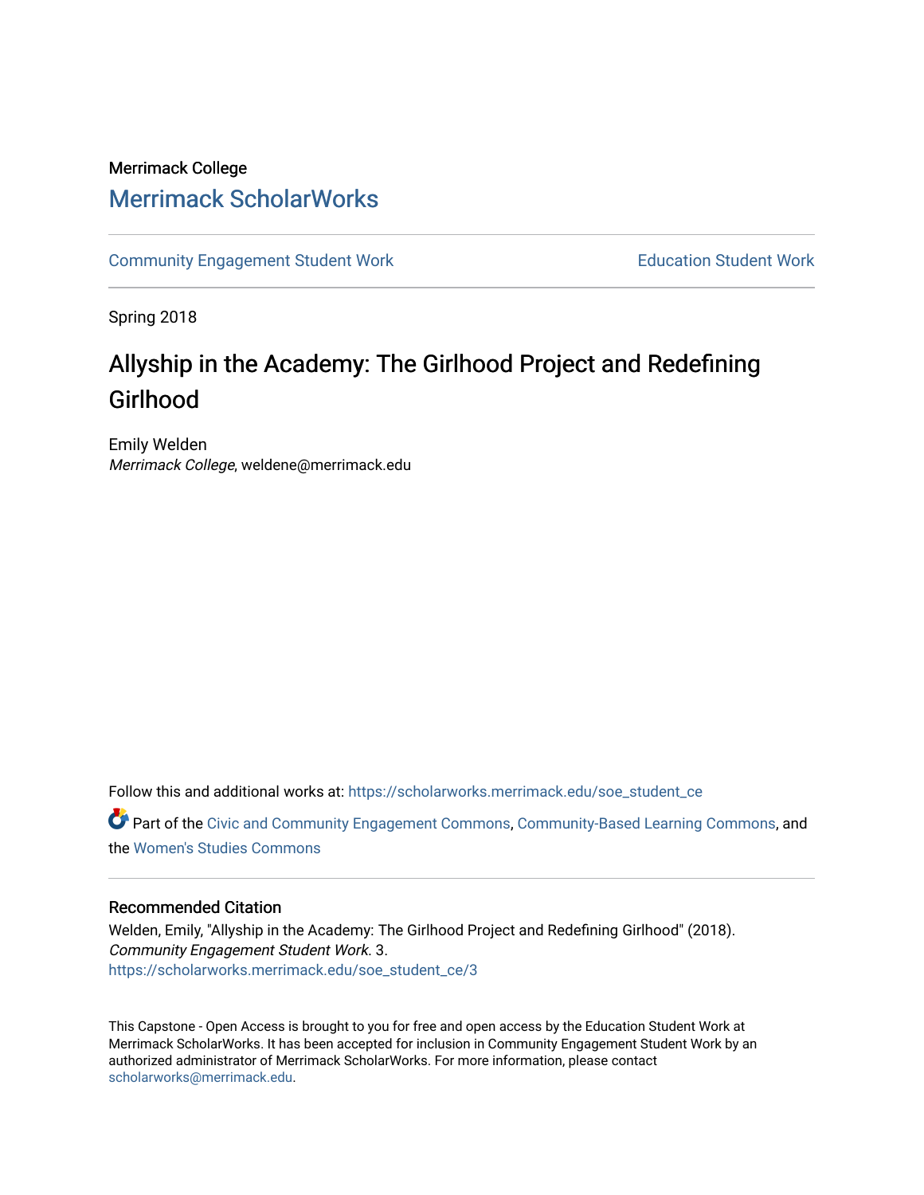Merrimack College

## Merrimack ScholarWorks

Community Engagement Student Work | Education Student Work

Spring 2018

# Allyship in the Academy: The Girlhood Project and Redefining Girlhood

Emily Welden

*Merrimack College*, weldene@merrimack.edu

Follow this and additional works at: https://scholarworks.merrimack.edu/soe_student_ce

Part of the Civic and Community Engagement Commons, Community-Based Learning Commons, and the Women's Studies Commons

### Recommended Citation

Welden, Emily, "Allyship in the Academy: The Girlhood Project and Redefining Girlhood" (2018). *Community Engagement Student Work*. 3.
https://scholarworks.merrimack.edu/soe_student_ce/3

This Capstone - Open Access is brought to you for free and open access by the Education Student Work at Merrimack ScholarWorks. It has been accepted for inclusion in Community Engagement Student Work by an authorized administrator of Merrimack ScholarWorks. For more information, please contact scholarworks@merrimack.edu.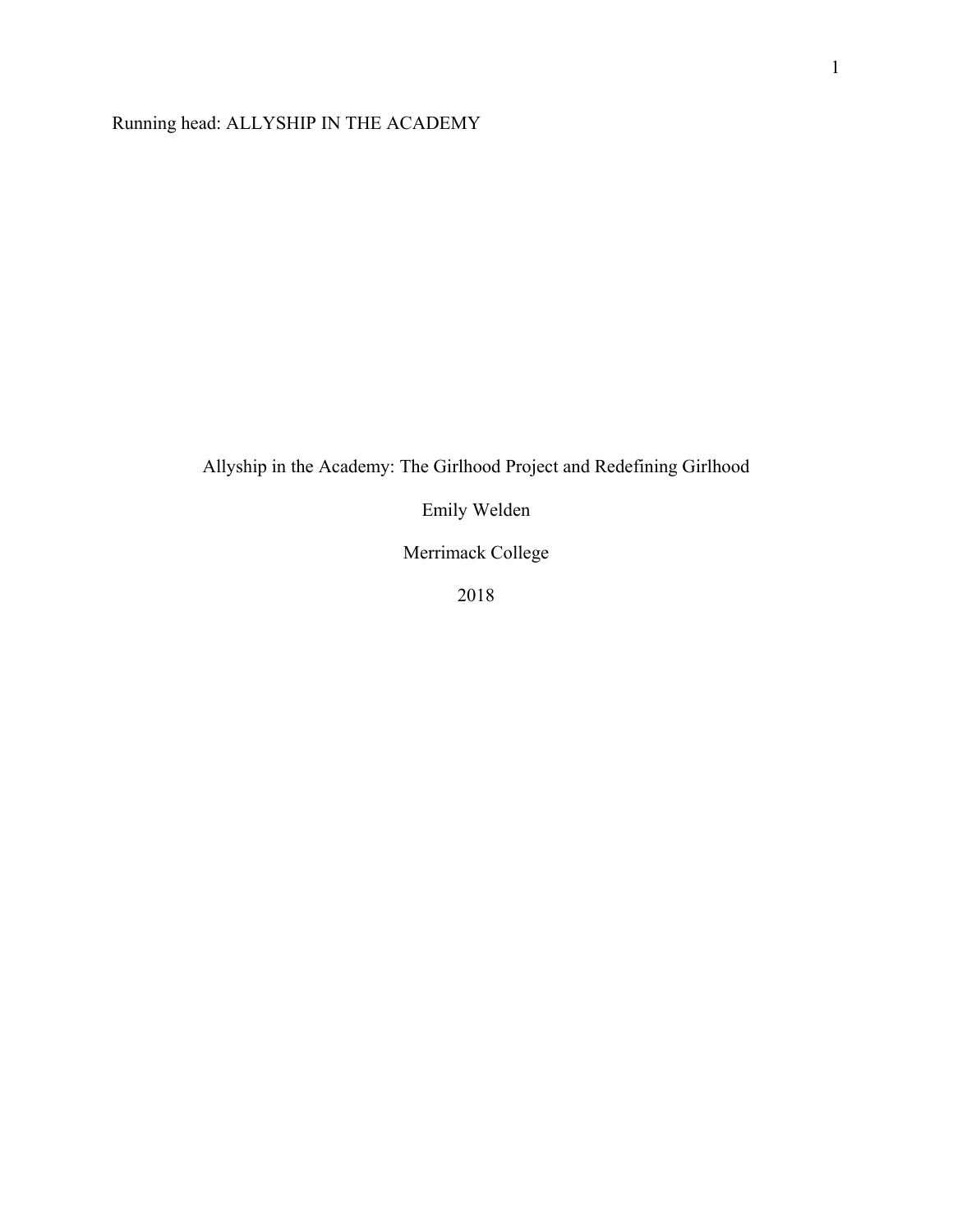Allyship in the Academy: The Girlhood Project and Redefining Girlhood

Emily Welden

Merrimack College

2018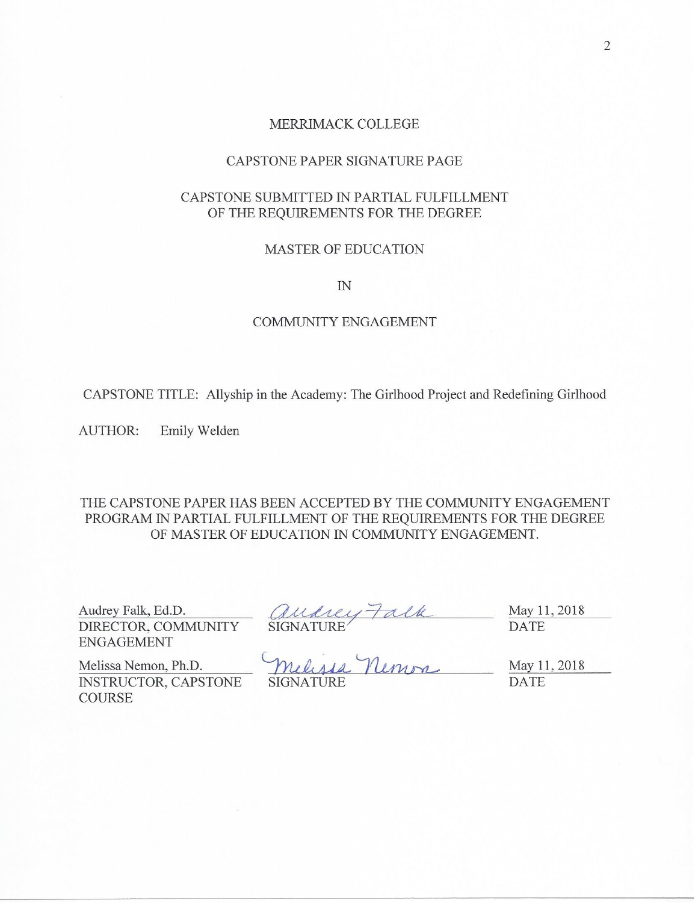MERRIMACK COLLEGE

CAPSTONE PAPER SIGNATURE PAGE

CAPSTONE SUBMITTED IN PARTIAL FULFILLMENT
OF THE REQUIREMENTS FOR THE DEGREE

MASTER OF EDUCATION

IN

COMMUNITY ENGAGEMENT

CAPSTONE TITLE: Allyship in the Academy: The Girlhood Project and Redefining Girlhood

AUTHOR: Emily Welden

THE CAPSTONE PAPER HAS BEEN ACCEPTED BY THE COMMUNITY ENGAGEMENT PROGRAM IN PARTIAL FULFILLMENT OF THE REQUIREMENTS FOR THE DEGREE OF MASTER OF EDUCATION IN COMMUNITY ENGAGEMENT.

| | | |
|---|---|---|
| Audrey Falk, Ed.D.<br>DIRECTOR, COMMUNITY ENGAGEMENT | Audrey Falk<br>SIGNATURE | May 11, 2018<br>DATE |
| Melissa Nemon, Ph.D.<br>INSTRUCTOR, CAPSTONE COURSE | Melissa Nemon<br>SIGNATURE | May 11, 2018<br>DATE |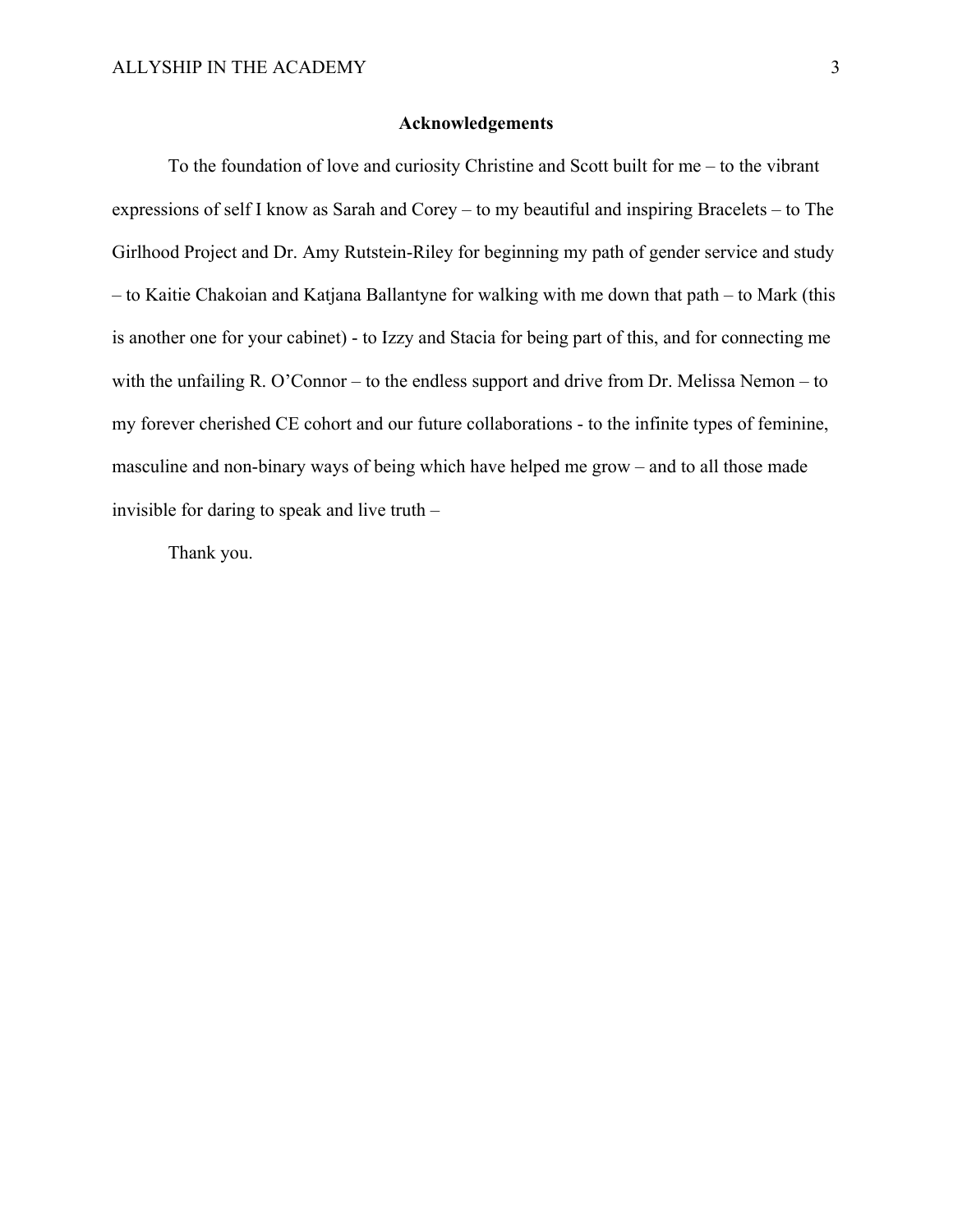## Acknowledgements

To the foundation of love and curiosity Christine and Scott built for me – to the vibrant expressions of self I know as Sarah and Corey – to my beautiful and inspiring Bracelets – to The Girlhood Project and Dr. Amy Rutstein-Riley for beginning my path of gender service and study – to Kaitie Chakoian and Katjana Ballantyne for walking with me down that path – to Mark (this is another one for your cabinet) - to Izzy and Stacia for being part of this, and for connecting me with the unfailing R. O'Connor – to the endless support and drive from Dr. Melissa Nemon – to my forever cherished CE cohort and our future collaborations - to the infinite types of feminine, masculine and non-binary ways of being which have helped me grow – and to all those made invisible for daring to speak and live truth –

Thank you.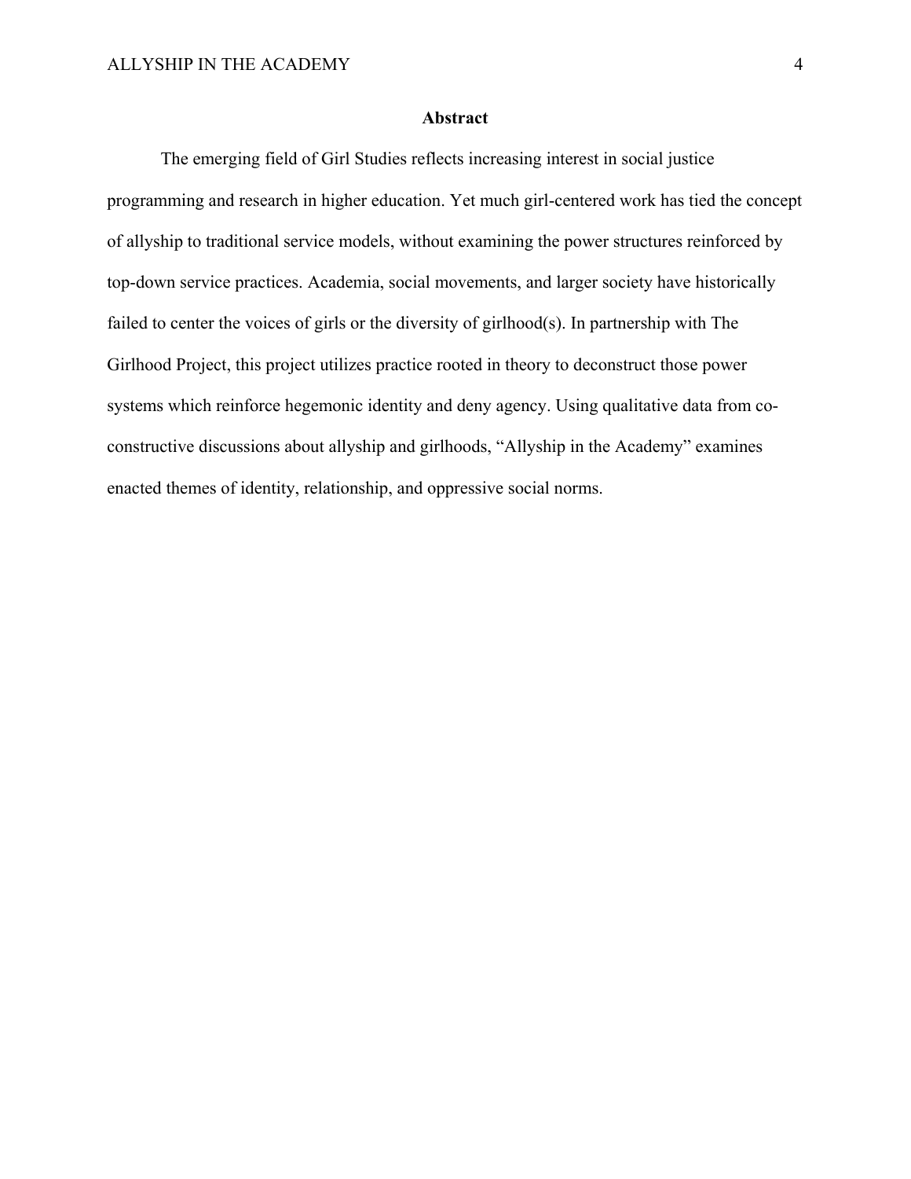## Abstract

The emerging field of Girl Studies reflects increasing interest in social justice programming and research in higher education. Yet much girl-centered work has tied the concept of allyship to traditional service models, without examining the power structures reinforced by top-down service practices. Academia, social movements, and larger society have historically failed to center the voices of girls or the diversity of girlhood(s). In partnership with The Girlhood Project, this project utilizes practice rooted in theory to deconstruct those power systems which reinforce hegemonic identity and deny agency. Using qualitative data from co-constructive discussions about allyship and girlhoods, "Allyship in the Academy" examines enacted themes of identity, relationship, and oppressive social norms.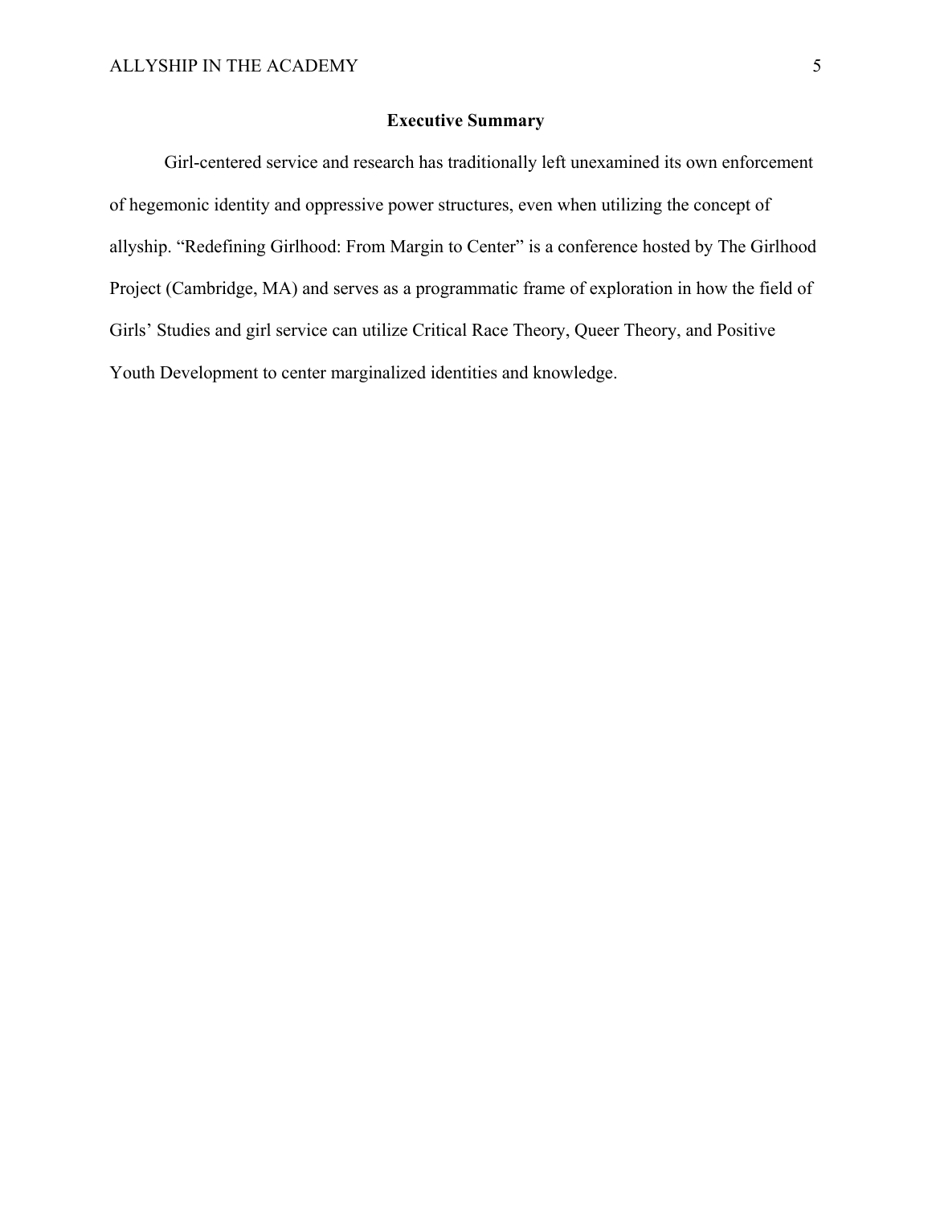## Executive Summary

Girl-centered service and research has traditionally left unexamined its own enforcement of hegemonic identity and oppressive power structures, even when utilizing the concept of allyship. "Redefining Girlhood: From Margin to Center" is a conference hosted by The Girlhood Project (Cambridge, MA) and serves as a programmatic frame of exploration in how the field of Girls' Studies and girl service can utilize Critical Race Theory, Queer Theory, and Positive Youth Development to center marginalized identities and knowledge.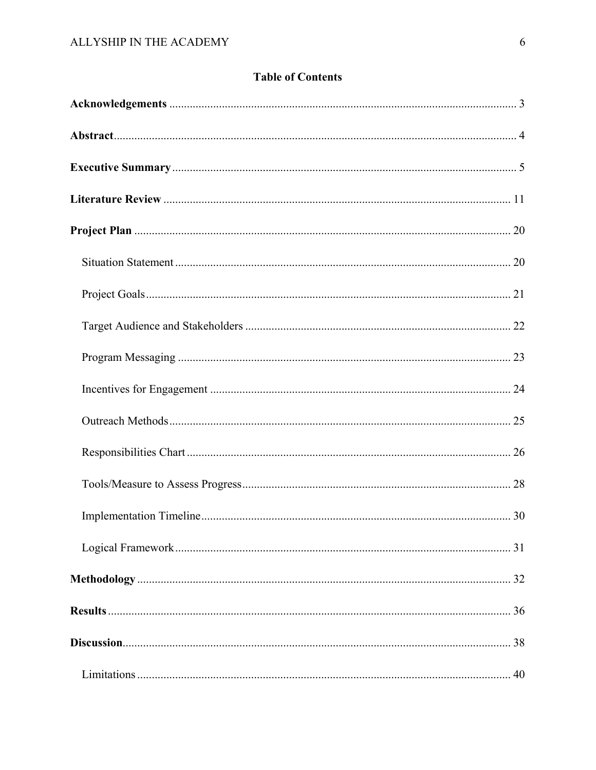## Table of Contents

**Acknowledgements** ........................................................................................................ 3

**Abstract** ........................................................................................................................ 4

**Executive Summary** ...................................................................................................... 5

**Literature Review** ........................................................................................................ 11

**Project Plan** ................................................................................................................. 20

- Situation Statement .................................................................................................. 20
- Project Goals ............................................................................................................ 21
- Target Audience and Stakeholders .......................................................................... 22
- Program Messaging .................................................................................................. 23
- Incentives for Engagement ....................................................................................... 24
- Outreach Methods ..................................................................................................... 25
- Responsibilities Chart ............................................................................................... 26
- Tools/Measure to Assess Progress ............................................................................ 28
- Implementation Timeline .......................................................................................... 30
- Logical Framework ................................................................................................... 31

**Methodology** ................................................................................................................ 32

**Results** ......................................................................................................................... 36

**Discussion** .................................................................................................................... 38

- Limitations ................................................................................................................ 40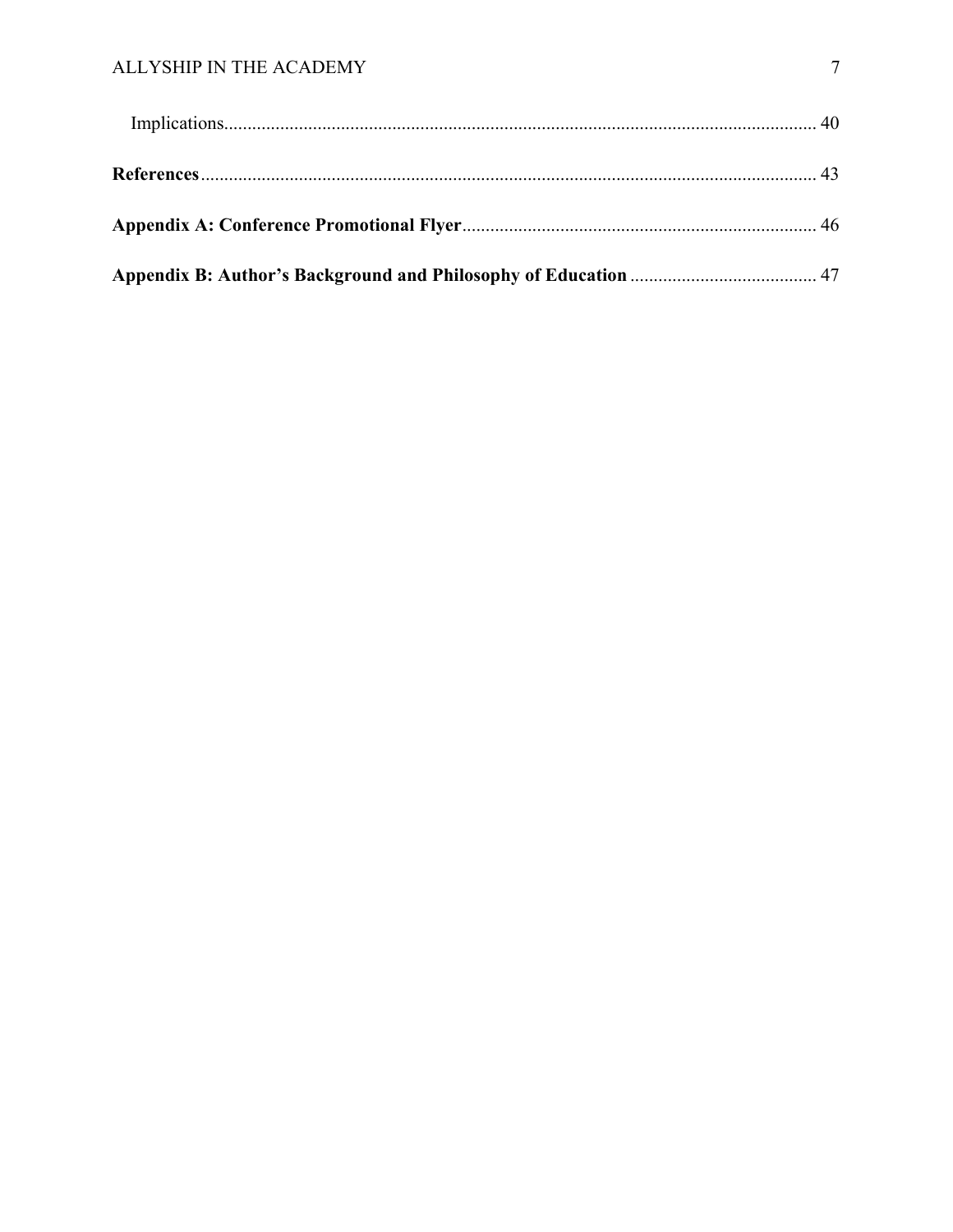Implications........................................................................................................................ 40

**References**........................................................................................................................ 43

**Appendix A: Conference Promotional Flyer**........................................................................... 46

**Appendix B: Author's Background and Philosophy of Education**........................................ 47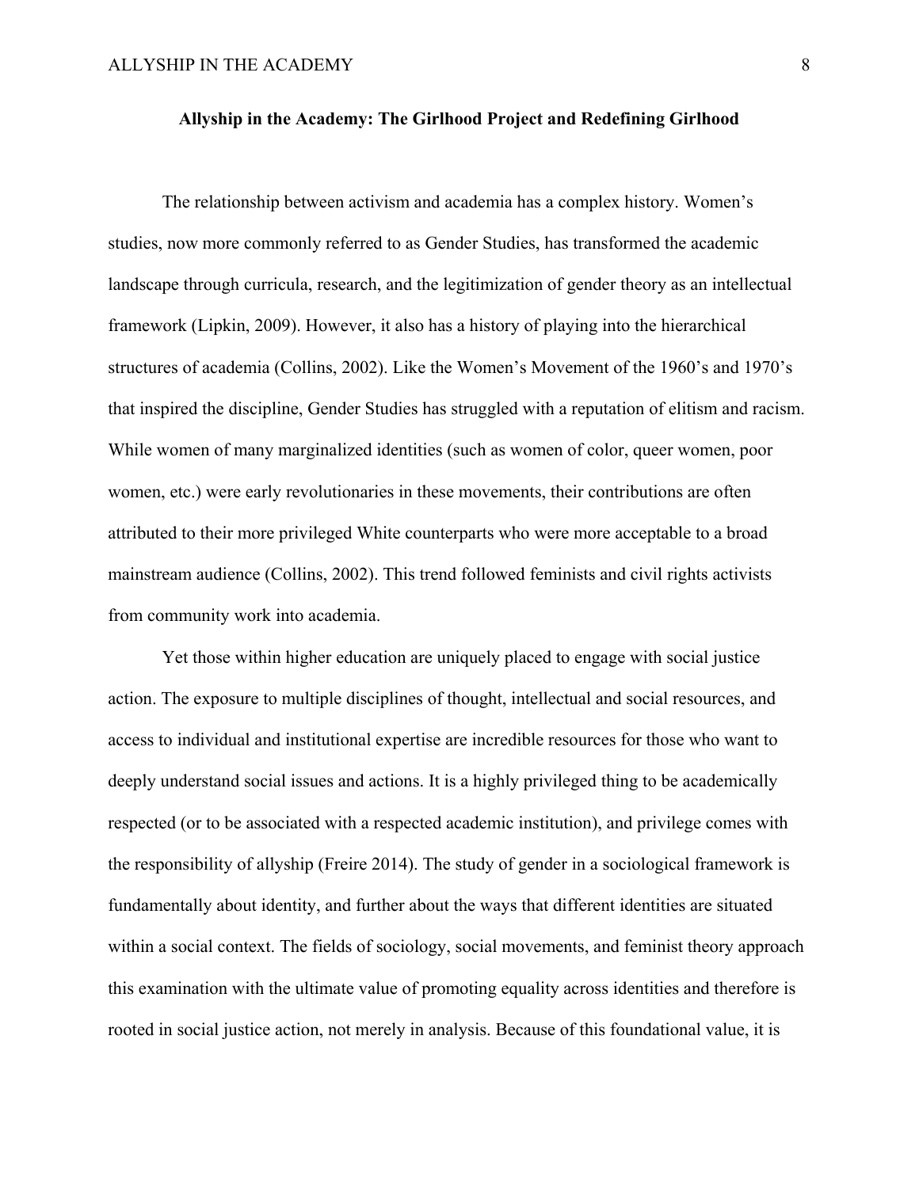## Allyship in the Academy: The Girlhood Project and Redefining Girlhood

The relationship between activism and academia has a complex history. Women's studies, now more commonly referred to as Gender Studies, has transformed the academic landscape through curricula, research, and the legitimization of gender theory as an intellectual framework (Lipkin, 2009). However, it also has a history of playing into the hierarchical structures of academia (Collins, 2002). Like the Women's Movement of the 1960's and 1970's that inspired the discipline, Gender Studies has struggled with a reputation of elitism and racism. While women of many marginalized identities (such as women of color, queer women, poor women, etc.) were early revolutionaries in these movements, their contributions are often attributed to their more privileged White counterparts who were more acceptable to a broad mainstream audience (Collins, 2002). This trend followed feminists and civil rights activists from community work into academia.

Yet those within higher education are uniquely placed to engage with social justice action. The exposure to multiple disciplines of thought, intellectual and social resources, and access to individual and institutional expertise are incredible resources for those who want to deeply understand social issues and actions. It is a highly privileged thing to be academically respected (or to be associated with a respected academic institution), and privilege comes with the responsibility of allyship (Freire 2014). The study of gender in a sociological framework is fundamentally about identity, and further about the ways that different identities are situated within a social context. The fields of sociology, social movements, and feminist theory approach this examination with the ultimate value of promoting equality across identities and therefore is rooted in social justice action, not merely in analysis. Because of this foundational value, it is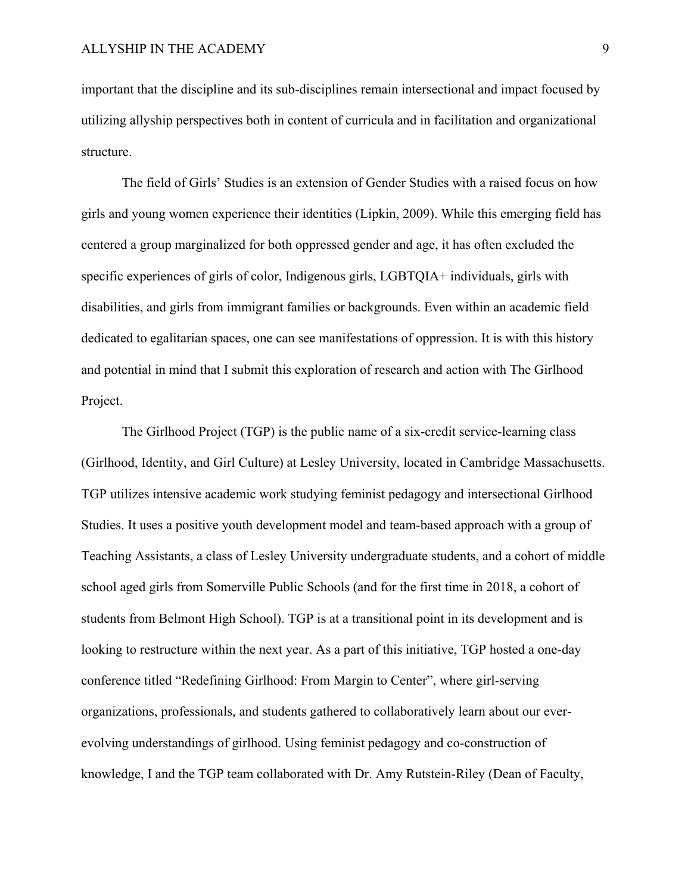important that the discipline and its sub-disciplines remain intersectional and impact focused by utilizing allyship perspectives both in content of curricula and in facilitation and organizational structure.

The field of Girls' Studies is an extension of Gender Studies with a raised focus on how girls and young women experience their identities (Lipkin, 2009). While this emerging field has centered a group marginalized for both oppressed gender and age, it has often excluded the specific experiences of girls of color, Indigenous girls, LGBTQIA+ individuals, girls with disabilities, and girls from immigrant families or backgrounds. Even within an academic field dedicated to egalitarian spaces, one can see manifestations of oppression. It is with this history and potential in mind that I submit this exploration of research and action with The Girlhood Project.

The Girlhood Project (TGP) is the public name of a six-credit service-learning class (Girlhood, Identity, and Girl Culture) at Lesley University, located in Cambridge Massachusetts. TGP utilizes intensive academic work studying feminist pedagogy and intersectional Girlhood Studies. It uses a positive youth development model and team-based approach with a group of Teaching Assistants, a class of Lesley University undergraduate students, and a cohort of middle school aged girls from Somerville Public Schools (and for the first time in 2018, a cohort of students from Belmont High School). TGP is at a transitional point in its development and is looking to restructure within the next year. As a part of this initiative, TGP hosted a one-day conference titled "Redefining Girlhood: From Margin to Center", where girl-serving organizations, professionals, and students gathered to collaboratively learn about our ever-evolving understandings of girlhood. Using feminist pedagogy and co-construction of knowledge, I and the TGP team collaborated with Dr. Amy Rutstein-Riley (Dean of Faculty,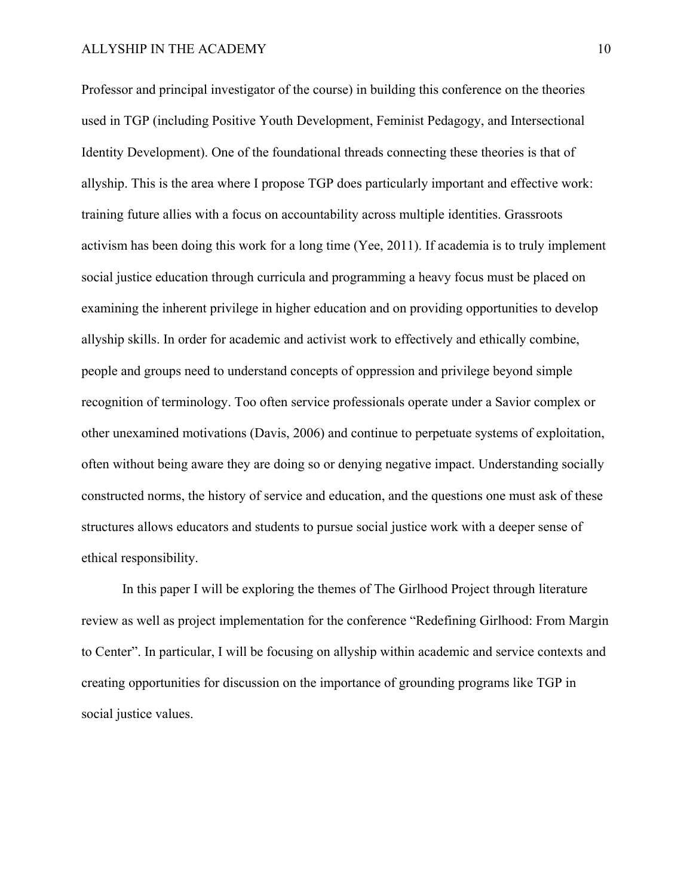Professor and principal investigator of the course) in building this conference on the theories used in TGP (including Positive Youth Development, Feminist Pedagogy, and Intersectional Identity Development). One of the foundational threads connecting these theories is that of allyship. This is the area where I propose TGP does particularly important and effective work: training future allies with a focus on accountability across multiple identities. Grassroots activism has been doing this work for a long time (Yee, 2011). If academia is to truly implement social justice education through curricula and programming a heavy focus must be placed on examining the inherent privilege in higher education and on providing opportunities to develop allyship skills. In order for academic and activist work to effectively and ethically combine, people and groups need to understand concepts of oppression and privilege beyond simple recognition of terminology. Too often service professionals operate under a Savior complex or other unexamined motivations (Davis, 2006) and continue to perpetuate systems of exploitation, often without being aware they are doing so or denying negative impact. Understanding socially constructed norms, the history of service and education, and the questions one must ask of these structures allows educators and students to pursue social justice work with a deeper sense of ethical responsibility.

In this paper I will be exploring the themes of The Girlhood Project through literature review as well as project implementation for the conference "Redefining Girlhood: From Margin to Center". In particular, I will be focusing on allyship within academic and service contexts and creating opportunities for discussion on the importance of grounding programs like TGP in social justice values.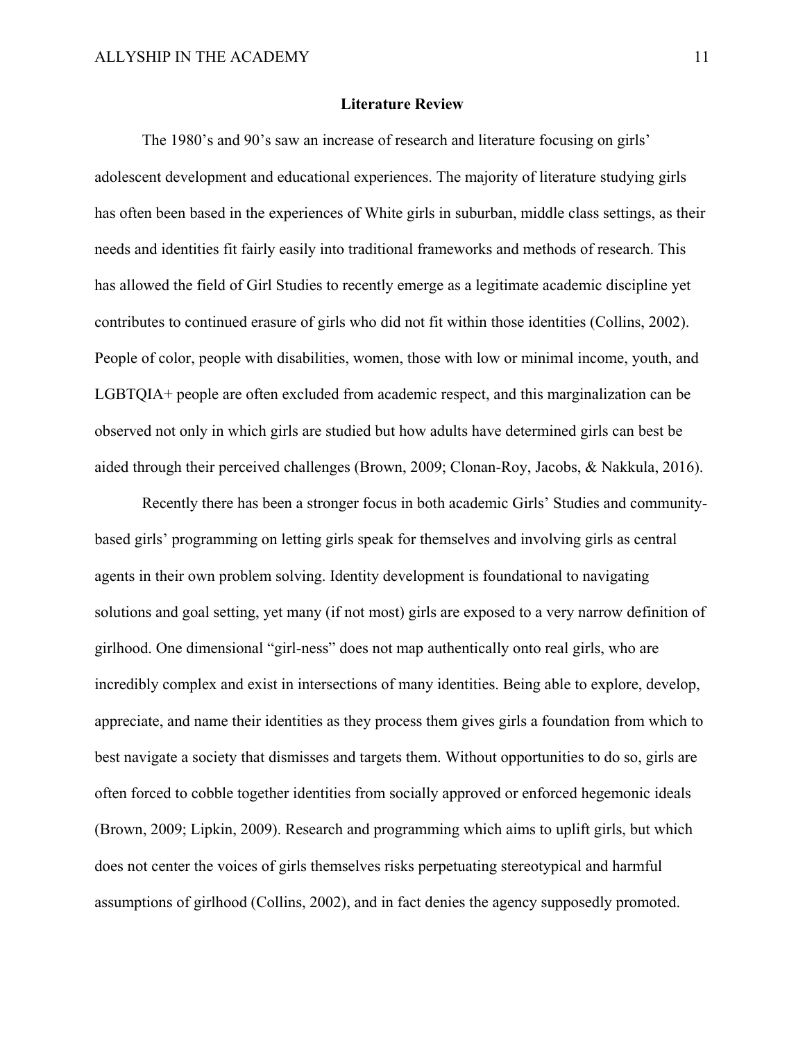## Literature Review

The 1980's and 90's saw an increase of research and literature focusing on girls' adolescent development and educational experiences. The majority of literature studying girls has often been based in the experiences of White girls in suburban, middle class settings, as their needs and identities fit fairly easily into traditional frameworks and methods of research. This has allowed the field of Girl Studies to recently emerge as a legitimate academic discipline yet contributes to continued erasure of girls who did not fit within those identities (Collins, 2002). People of color, people with disabilities, women, those with low or minimal income, youth, and LGBTQIA+ people are often excluded from academic respect, and this marginalization can be observed not only in which girls are studied but how adults have determined girls can best be aided through their perceived challenges (Brown, 2009; Clonan-Roy, Jacobs, & Nakkula, 2016).

Recently there has been a stronger focus in both academic Girls' Studies and community-based girls' programming on letting girls speak for themselves and involving girls as central agents in their own problem solving. Identity development is foundational to navigating solutions and goal setting, yet many (if not most) girls are exposed to a very narrow definition of girlhood. One dimensional "girl-ness" does not map authentically onto real girls, who are incredibly complex and exist in intersections of many identities. Being able to explore, develop, appreciate, and name their identities as they process them gives girls a foundation from which to best navigate a society that dismisses and targets them. Without opportunities to do so, girls are often forced to cobble together identities from socially approved or enforced hegemonic ideals (Brown, 2009; Lipkin, 2009). Research and programming which aims to uplift girls, but which does not center the voices of girls themselves risks perpetuating stereotypical and harmful assumptions of girlhood (Collins, 2002), and in fact denies the agency supposedly promoted.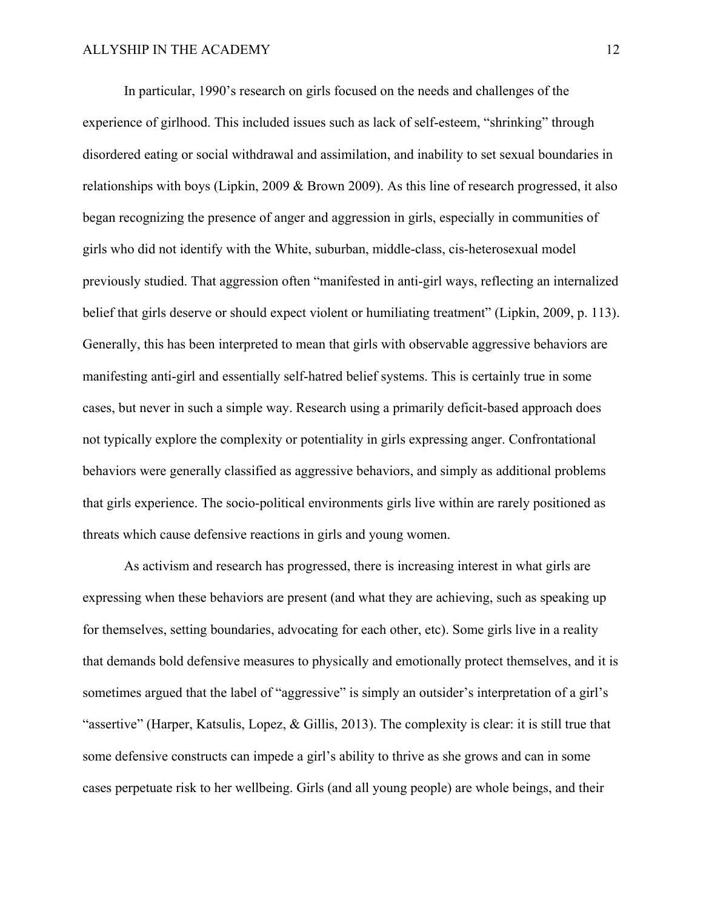In particular, 1990's research on girls focused on the needs and challenges of the experience of girlhood. This included issues such as lack of self-esteem, "shrinking" through disordered eating or social withdrawal and assimilation, and inability to set sexual boundaries in relationships with boys (Lipkin, 2009 & Brown 2009). As this line of research progressed, it also began recognizing the presence of anger and aggression in girls, especially in communities of girls who did not identify with the White, suburban, middle-class, cis-heterosexual model previously studied. That aggression often "manifested in anti-girl ways, reflecting an internalized belief that girls deserve or should expect violent or humiliating treatment" (Lipkin, 2009, p. 113). Generally, this has been interpreted to mean that girls with observable aggressive behaviors are manifesting anti-girl and essentially self-hatred belief systems. This is certainly true in some cases, but never in such a simple way. Research using a primarily deficit-based approach does not typically explore the complexity or potentiality in girls expressing anger. Confrontational behaviors were generally classified as aggressive behaviors, and simply as additional problems that girls experience. The socio-political environments girls live within are rarely positioned as threats which cause defensive reactions in girls and young women.

As activism and research has progressed, there is increasing interest in what girls are expressing when these behaviors are present (and what they are achieving, such as speaking up for themselves, setting boundaries, advocating for each other, etc). Some girls live in a reality that demands bold defensive measures to physically and emotionally protect themselves, and it is sometimes argued that the label of "aggressive" is simply an outsider's interpretation of a girl's "assertive" (Harper, Katsulis, Lopez, & Gillis, 2013). The complexity is clear: it is still true that some defensive constructs can impede a girl's ability to thrive as she grows and can in some cases perpetuate risk to her wellbeing. Girls (and all young people) are whole beings, and their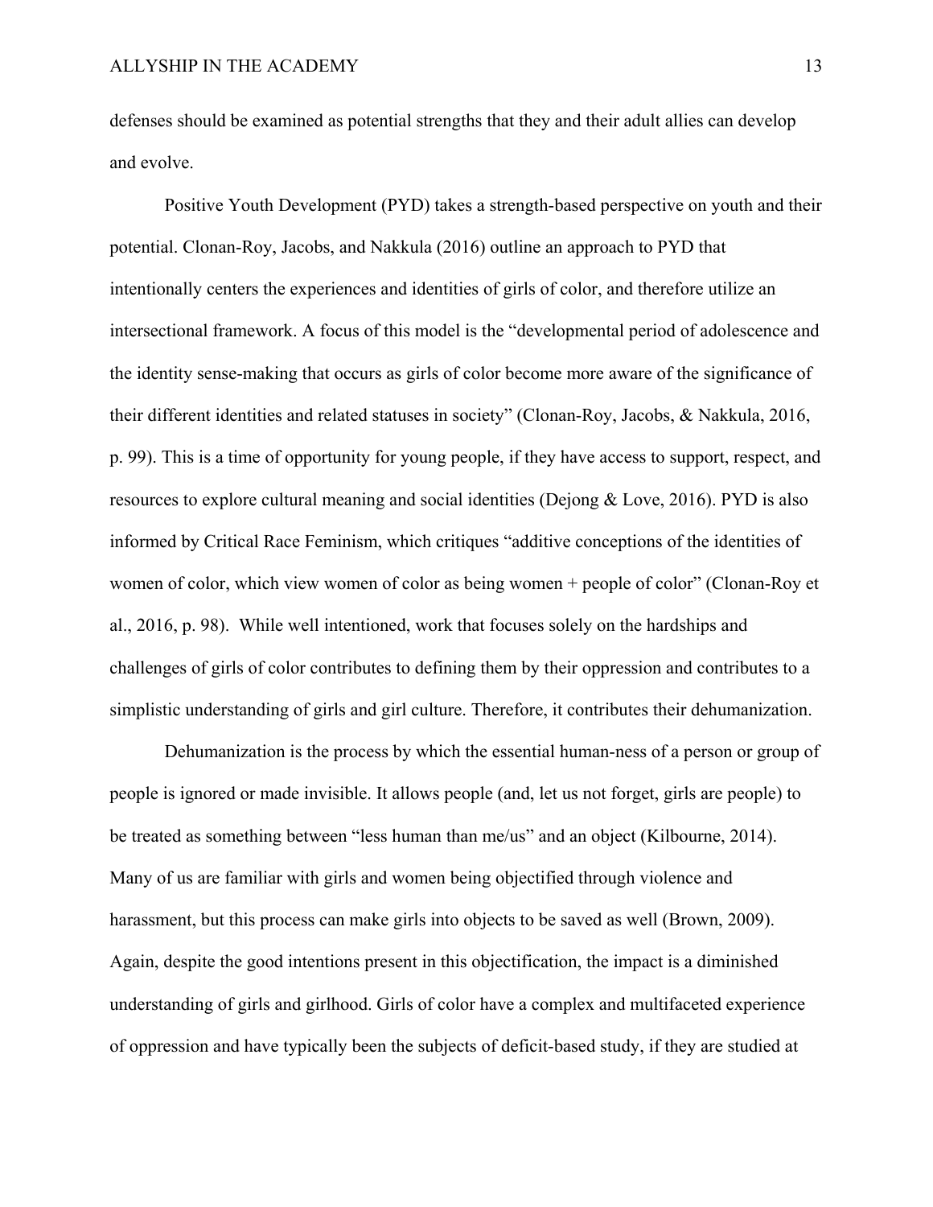defenses should be examined as potential strengths that they and their adult allies can develop and evolve.

Positive Youth Development (PYD) takes a strength-based perspective on youth and their potential. Clonan-Roy, Jacobs, and Nakkula (2016) outline an approach to PYD that intentionally centers the experiences and identities of girls of color, and therefore utilize an intersectional framework. A focus of this model is the "developmental period of adolescence and the identity sense-making that occurs as girls of color become more aware of the significance of their different identities and related statuses in society" (Clonan-Roy, Jacobs, & Nakkula, 2016, p. 99). This is a time of opportunity for young people, if they have access to support, respect, and resources to explore cultural meaning and social identities (Dejong & Love, 2016). PYD is also informed by Critical Race Feminism, which critiques "additive conceptions of the identities of women of color, which view women of color as being women + people of color" (Clonan-Roy et al., 2016, p. 98). While well intentioned, work that focuses solely on the hardships and challenges of girls of color contributes to defining them by their oppression and contributes to a simplistic understanding of girls and girl culture. Therefore, it contributes their dehumanization.

Dehumanization is the process by which the essential human-ness of a person or group of people is ignored or made invisible. It allows people (and, let us not forget, girls are people) to be treated as something between "less human than me/us" and an object (Kilbourne, 2014). Many of us are familiar with girls and women being objectified through violence and harassment, but this process can make girls into objects to be saved as well (Brown, 2009). Again, despite the good intentions present in this objectification, the impact is a diminished understanding of girls and girlhood. Girls of color have a complex and multifaceted experience of oppression and have typically been the subjects of deficit-based study, if they are studied at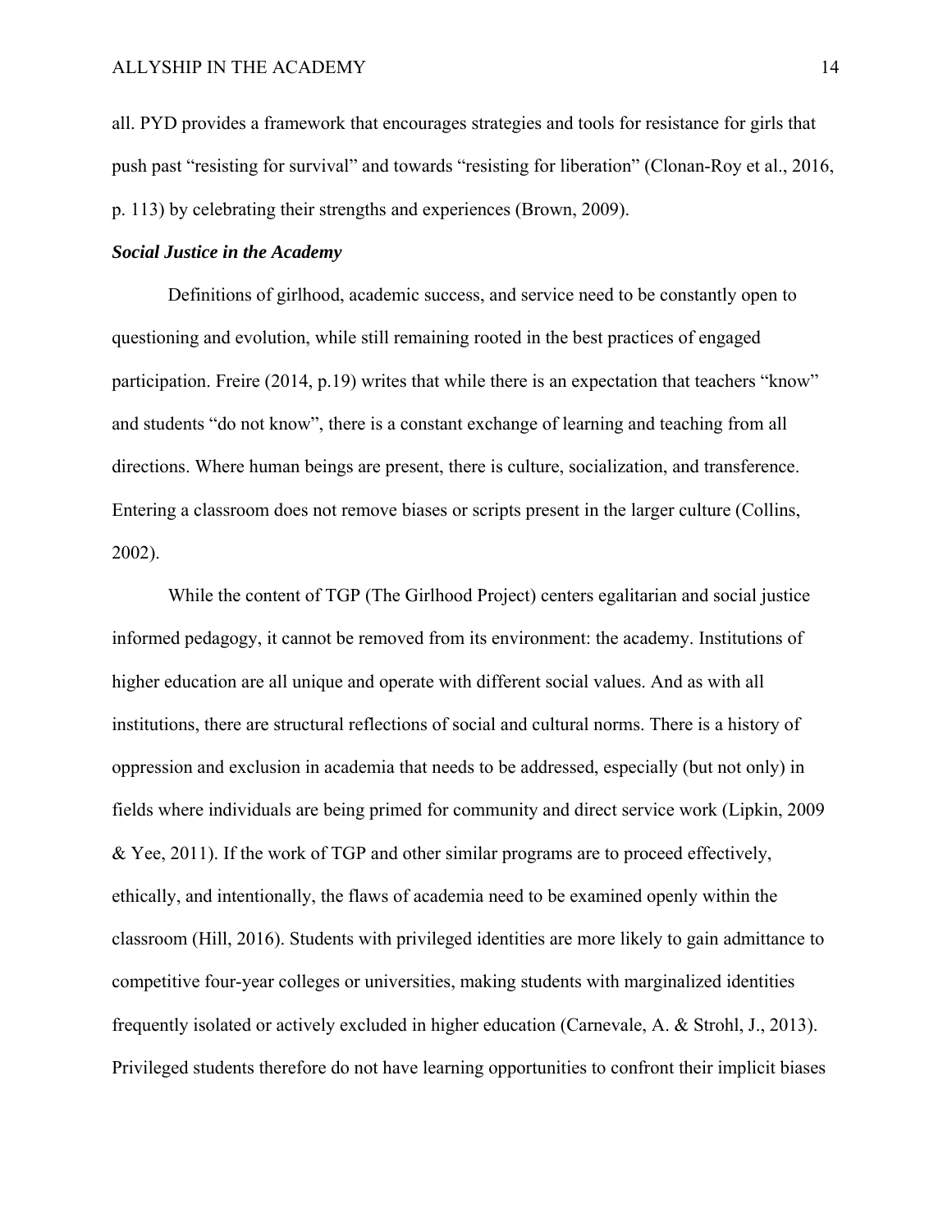all. PYD provides a framework that encourages strategies and tools for resistance for girls that push past "resisting for survival" and towards "resisting for liberation" (Clonan-Roy et al., 2016, p. 113) by celebrating their strengths and experiences (Brown, 2009).

### ***Social Justice in the Academy***

Definitions of girlhood, academic success, and service need to be constantly open to questioning and evolution, while still remaining rooted in the best practices of engaged participation. Freire (2014, p.19) writes that while there is an expectation that teachers "know" and students "do not know", there is a constant exchange of learning and teaching from all directions. Where human beings are present, there is culture, socialization, and transference. Entering a classroom does not remove biases or scripts present in the larger culture (Collins, 2002).

While the content of TGP (The Girlhood Project) centers egalitarian and social justice informed pedagogy, it cannot be removed from its environment: the academy. Institutions of higher education are all unique and operate with different social values. And as with all institutions, there are structural reflections of social and cultural norms. There is a history of oppression and exclusion in academia that needs to be addressed, especially (but not only) in fields where individuals are being primed for community and direct service work (Lipkin, 2009 & Yee, 2011). If the work of TGP and other similar programs are to proceed effectively, ethically, and intentionally, the flaws of academia need to be examined openly within the classroom (Hill, 2016). Students with privileged identities are more likely to gain admittance to competitive four-year colleges or universities, making students with marginalized identities frequently isolated or actively excluded in higher education (Carnevale, A. & Strohl, J., 2013). Privileged students therefore do not have learning opportunities to confront their implicit biases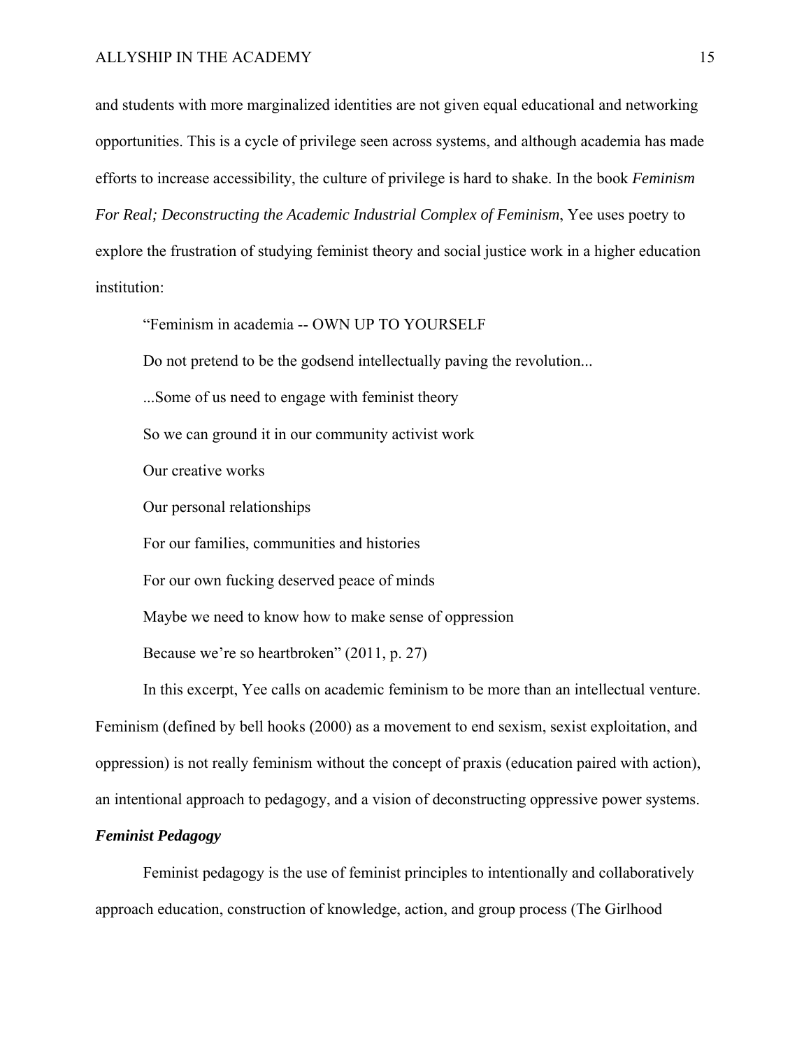and students with more marginalized identities are not given equal educational and networking opportunities. This is a cycle of privilege seen across systems, and although academia has made efforts to increase accessibility, the culture of privilege is hard to shake. In the book *Feminism For Real; Deconstructing the Academic Industrial Complex of Feminism*, Yee uses poetry to explore the frustration of studying feminist theory and social justice work in a higher education institution:

> "Feminism in academia -- OWN UP TO YOURSELF
>
> Do not pretend to be the godsend intellectually paving the revolution...
>
> ...Some of us need to engage with feminist theory
>
> So we can ground it in our community activist work
>
> Our creative works
>
> Our personal relationships
>
> For our families, communities and histories
>
> For our own fucking deserved peace of minds
>
> Maybe we need to know how to make sense of oppression
>
> Because we're so heartbroken" (2011, p. 27)

In this excerpt, Yee calls on academic feminism to be more than an intellectual venture. Feminism (defined by bell hooks (2000) as a movement to end sexism, sexist exploitation, and oppression) is not really feminism without the concept of praxis (education paired with action), an intentional approach to pedagogy, and a vision of deconstructing oppressive power systems.

### *Feminist Pedagogy*

Feminist pedagogy is the use of feminist principles to intentionally and collaboratively approach education, construction of knowledge, action, and group process (The Girlhood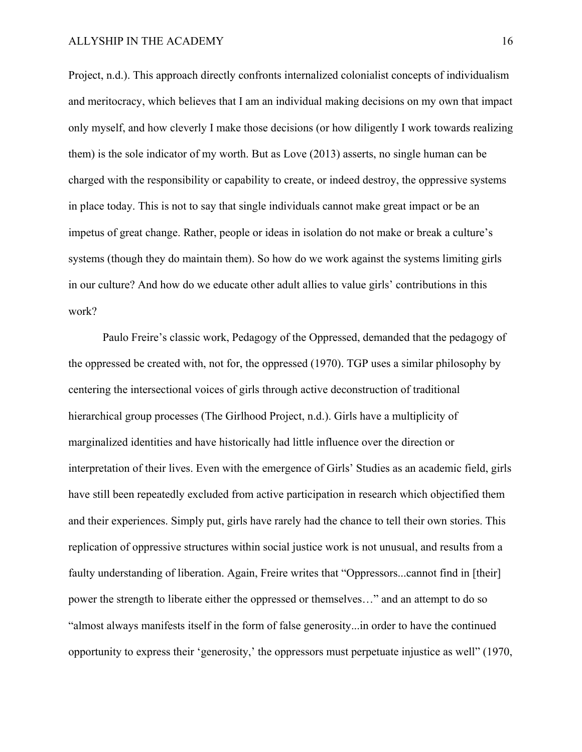Project, n.d.). This approach directly confronts internalized colonialist concepts of individualism and meritocracy, which believes that I am an individual making decisions on my own that impact only myself, and how cleverly I make those decisions (or how diligently I work towards realizing them) is the sole indicator of my worth. But as Love (2013) asserts, no single human can be charged with the responsibility or capability to create, or indeed destroy, the oppressive systems in place today. This is not to say that single individuals cannot make great impact or be an impetus of great change. Rather, people or ideas in isolation do not make or break a culture's systems (though they do maintain them). So how do we work against the systems limiting girls in our culture? And how do we educate other adult allies to value girls' contributions in this work?

Paulo Freire's classic work, Pedagogy of the Oppressed, demanded that the pedagogy of the oppressed be created with, not for, the oppressed (1970). TGP uses a similar philosophy by centering the intersectional voices of girls through active deconstruction of traditional hierarchical group processes (The Girlhood Project, n.d.). Girls have a multiplicity of marginalized identities and have historically had little influence over the direction or interpretation of their lives. Even with the emergence of Girls' Studies as an academic field, girls have still been repeatedly excluded from active participation in research which objectified them and their experiences. Simply put, girls have rarely had the chance to tell their own stories. This replication of oppressive structures within social justice work is not unusual, and results from a faulty understanding of liberation. Again, Freire writes that "Oppressors...cannot find in [their] power the strength to liberate either the oppressed or themselves…" and an attempt to do so "almost always manifests itself in the form of false generosity...in order to have the continued opportunity to express their 'generosity,' the oppressors must perpetuate injustice as well" (1970,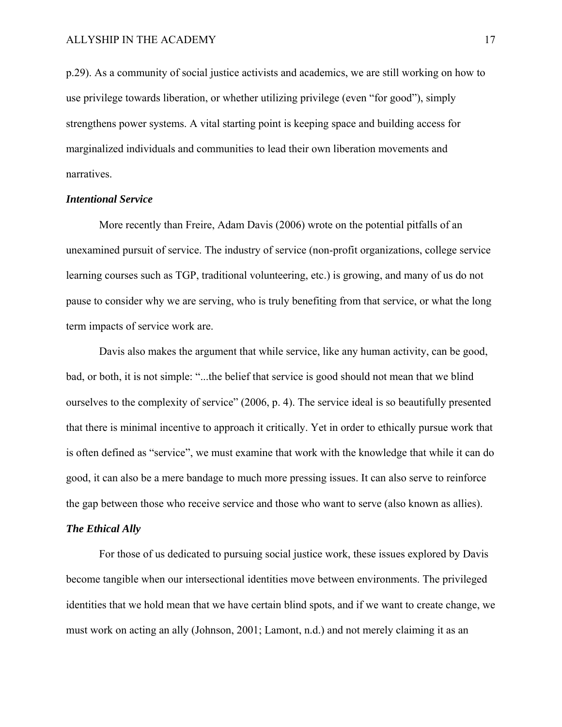p.29). As a community of social justice activists and academics, we are still working on how to use privilege towards liberation, or whether utilizing privilege (even "for good"), simply strengthens power systems. A vital starting point is keeping space and building access for marginalized individuals and communities to lead their own liberation movements and narratives.

***Intentional Service***

More recently than Freire, Adam Davis (2006) wrote on the potential pitfalls of an unexamined pursuit of service. The industry of service (non-profit organizations, college service learning courses such as TGP, traditional volunteering, etc.) is growing, and many of us do not pause to consider why we are serving, who is truly benefiting from that service, or what the long term impacts of service work are.

Davis also makes the argument that while service, like any human activity, can be good, bad, or both, it is not simple: "...the belief that service is good should not mean that we blind ourselves to the complexity of service" (2006, p. 4). The service ideal is so beautifully presented that there is minimal incentive to approach it critically. Yet in order to ethically pursue work that is often defined as "service", we must examine that work with the knowledge that while it can do good, it can also be a mere bandage to much more pressing issues. It can also serve to reinforce the gap between those who receive service and those who want to serve (also known as allies).

***The Ethical Ally***

For those of us dedicated to pursuing social justice work, these issues explored by Davis become tangible when our intersectional identities move between environments. The privileged identities that we hold mean that we have certain blind spots, and if we want to create change, we must work on acting an ally (Johnson, 2001; Lamont, n.d.) and not merely claiming it as an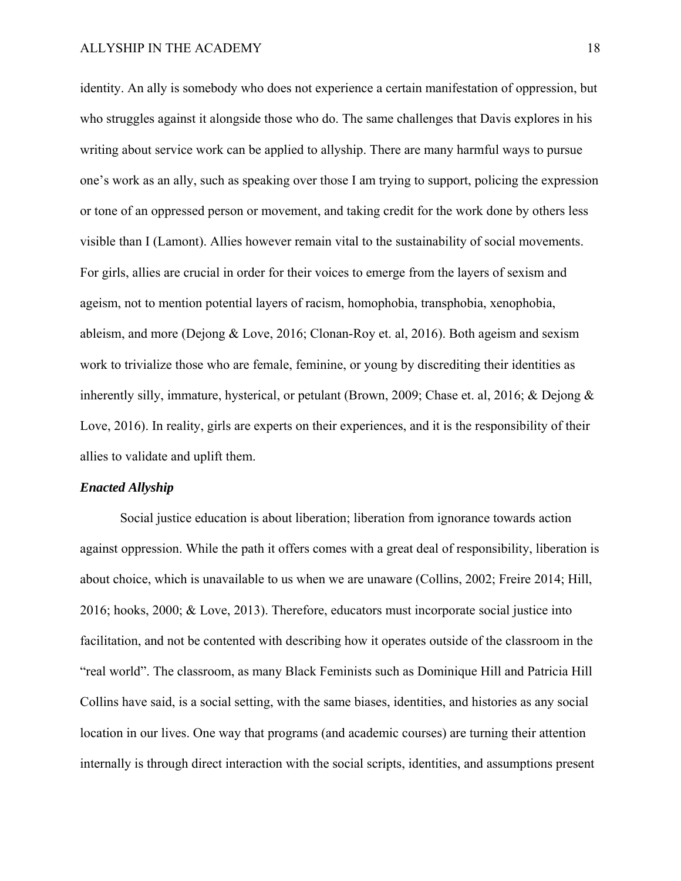identity. An ally is somebody who does not experience a certain manifestation of oppression, but who struggles against it alongside those who do. The same challenges that Davis explores in his writing about service work can be applied to allyship. There are many harmful ways to pursue one's work as an ally, such as speaking over those I am trying to support, policing the expression or tone of an oppressed person or movement, and taking credit for the work done by others less visible than I (Lamont). Allies however remain vital to the sustainability of social movements. For girls, allies are crucial in order for their voices to emerge from the layers of sexism and ageism, not to mention potential layers of racism, homophobia, transphobia, xenophobia, ableism, and more (Dejong & Love, 2016; Clonan-Roy et. al, 2016). Both ageism and sexism work to trivialize those who are female, feminine, or young by discrediting their identities as inherently silly, immature, hysterical, or petulant (Brown, 2009; Chase et. al, 2016; & Dejong & Love, 2016). In reality, girls are experts on their experiences, and it is the responsibility of their allies to validate and uplift them.

***Enacted Allyship***

Social justice education is about liberation; liberation from ignorance towards action against oppression. While the path it offers comes with a great deal of responsibility, liberation is about choice, which is unavailable to us when we are unaware (Collins, 2002; Freire 2014; Hill, 2016; hooks, 2000; & Love, 2013). Therefore, educators must incorporate social justice into facilitation, and not be contented with describing how it operates outside of the classroom in the "real world". The classroom, as many Black Feminists such as Dominique Hill and Patricia Hill Collins have said, is a social setting, with the same biases, identities, and histories as any social location in our lives. One way that programs (and academic courses) are turning their attention internally is through direct interaction with the social scripts, identities, and assumptions present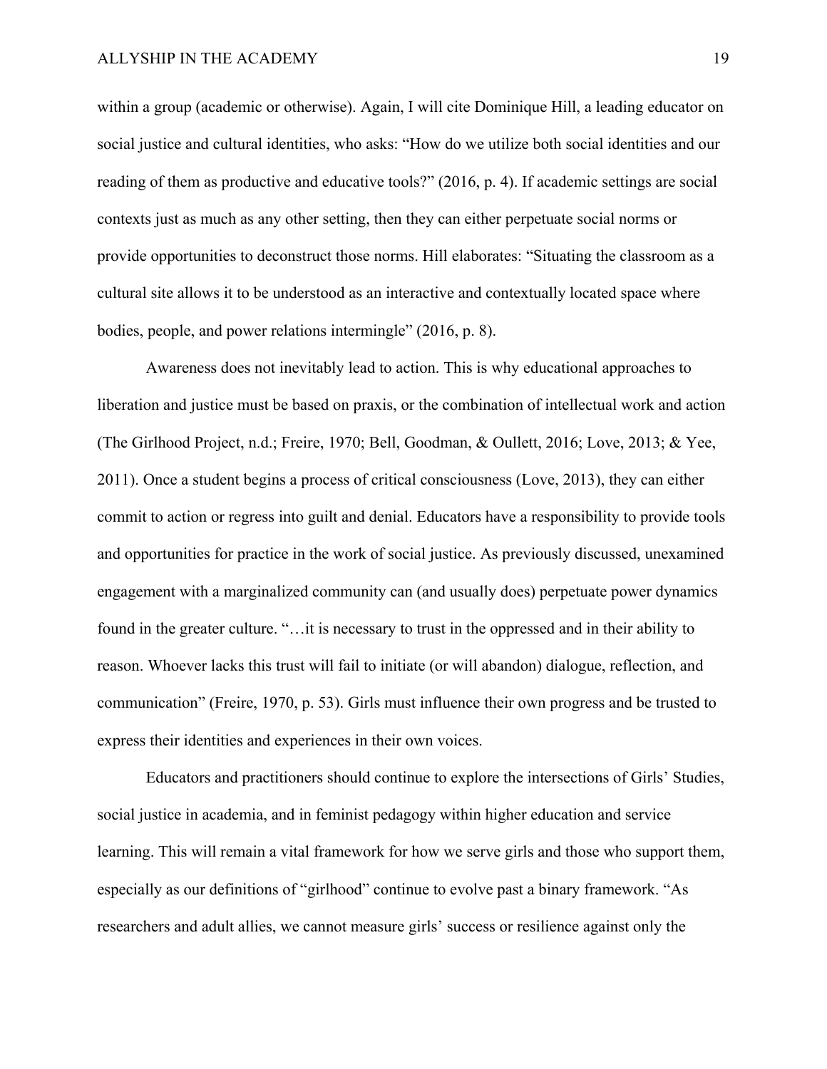within a group (academic or otherwise). Again, I will cite Dominique Hill, a leading educator on social justice and cultural identities, who asks: "How do we utilize both social identities and our reading of them as productive and educative tools?" (2016, p. 4). If academic settings are social contexts just as much as any other setting, then they can either perpetuate social norms or provide opportunities to deconstruct those norms. Hill elaborates: "Situating the classroom as a cultural site allows it to be understood as an interactive and contextually located space where bodies, people, and power relations intermingle" (2016, p. 8).

Awareness does not inevitably lead to action. This is why educational approaches to liberation and justice must be based on praxis, or the combination of intellectual work and action (The Girlhood Project, n.d.; Freire, 1970; Bell, Goodman, & Oullett, 2016; Love, 2013; & Yee, 2011). Once a student begins a process of critical consciousness (Love, 2013), they can either commit to action or regress into guilt and denial. Educators have a responsibility to provide tools and opportunities for practice in the work of social justice. As previously discussed, unexamined engagement with a marginalized community can (and usually does) perpetuate power dynamics found in the greater culture. "…it is necessary to trust in the oppressed and in their ability to reason. Whoever lacks this trust will fail to initiate (or will abandon) dialogue, reflection, and communication" (Freire, 1970, p. 53). Girls must influence their own progress and be trusted to express their identities and experiences in their own voices.

Educators and practitioners should continue to explore the intersections of Girls' Studies, social justice in academia, and in feminist pedagogy within higher education and service learning. This will remain a vital framework for how we serve girls and those who support them, especially as our definitions of "girlhood" continue to evolve past a binary framework. "As researchers and adult allies, we cannot measure girls' success or resilience against only the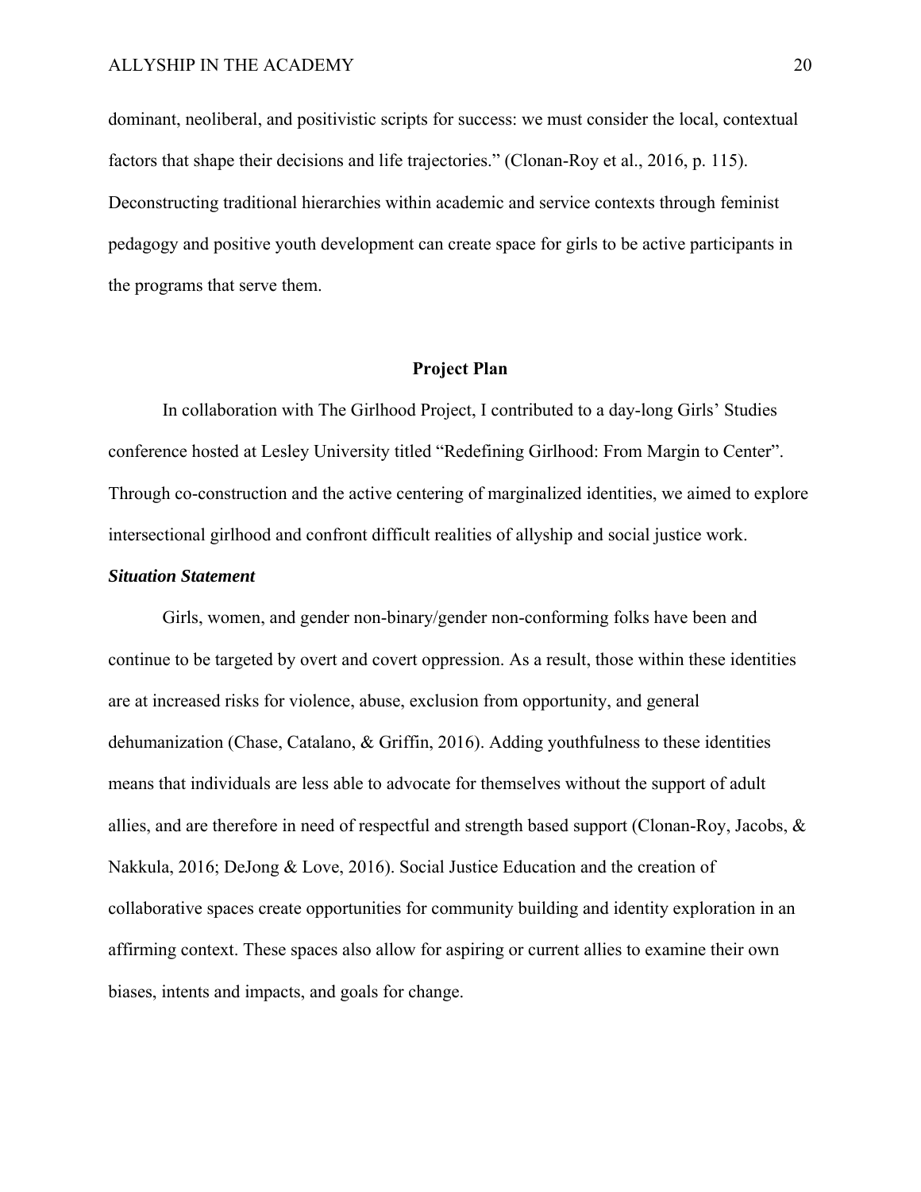dominant, neoliberal, and positivistic scripts for success: we must consider the local, contextual factors that shape their decisions and life trajectories." (Clonan-Roy et al., 2016, p. 115). Deconstructing traditional hierarchies within academic and service contexts through feminist pedagogy and positive youth development can create space for girls to be active participants in the programs that serve them.

## Project Plan

In collaboration with The Girlhood Project, I contributed to a day-long Girls' Studies conference hosted at Lesley University titled "Redefining Girlhood: From Margin to Center". Through co-construction and the active centering of marginalized identities, we aimed to explore intersectional girlhood and confront difficult realities of allyship and social justice work.

### *Situation Statement*

Girls, women, and gender non-binary/gender non-conforming folks have been and continue to be targeted by overt and covert oppression. As a result, those within these identities are at increased risks for violence, abuse, exclusion from opportunity, and general dehumanization (Chase, Catalano, & Griffin, 2016). Adding youthfulness to these identities means that individuals are less able to advocate for themselves without the support of adult allies, and are therefore in need of respectful and strength based support (Clonan-Roy, Jacobs, & Nakkula, 2016; DeJong & Love, 2016). Social Justice Education and the creation of collaborative spaces create opportunities for community building and identity exploration in an affirming context. These spaces also allow for aspiring or current allies to examine their own biases, intents and impacts, and goals for change.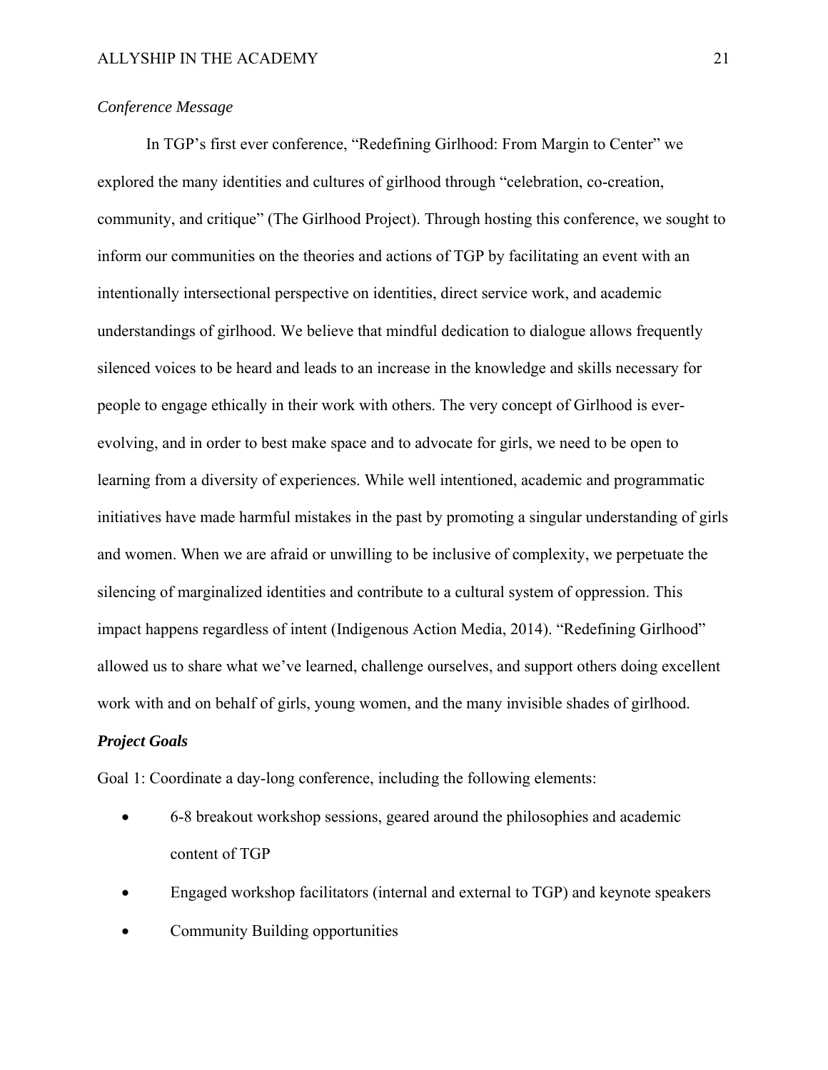*Conference Message*

In TGP's first ever conference, "Redefining Girlhood: From Margin to Center" we explored the many identities and cultures of girlhood through "celebration, co-creation, community, and critique" (The Girlhood Project). Through hosting this conference, we sought to inform our communities on the theories and actions of TGP by facilitating an event with an intentionally intersectional perspective on identities, direct service work, and academic understandings of girlhood. We believe that mindful dedication to dialogue allows frequently silenced voices to be heard and leads to an increase in the knowledge and skills necessary for people to engage ethically in their work with others. The very concept of Girlhood is ever-evolving, and in order to best make space and to advocate for girls, we need to be open to learning from a diversity of experiences. While well intentioned, academic and programmatic initiatives have made harmful mistakes in the past by promoting a singular understanding of girls and women. When we are afraid or unwilling to be inclusive of complexity, we perpetuate the silencing of marginalized identities and contribute to a cultural system of oppression. This impact happens regardless of intent (Indigenous Action Media, 2014). "Redefining Girlhood" allowed us to share what we've learned, challenge ourselves, and support others doing excellent work with and on behalf of girls, young women, and the many invisible shades of girlhood.

***Project Goals***

Goal 1: Coordinate a day-long conference, including the following elements:

- 6-8 breakout workshop sessions, geared around the philosophies and academic content of TGP
- Engaged workshop facilitators (internal and external to TGP) and keynote speakers
- Community Building opportunities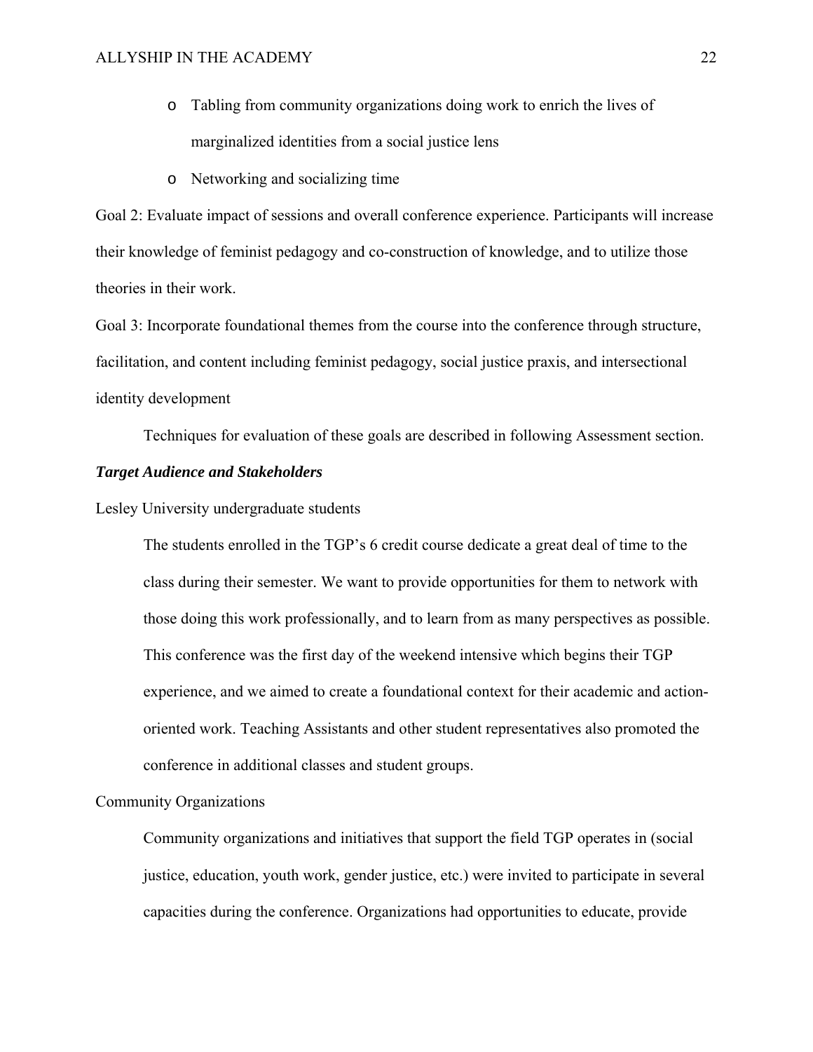- Tabling from community organizations doing work to enrich the lives of marginalized identities from a social justice lens
- Networking and socializing time

Goal 2: Evaluate impact of sessions and overall conference experience. Participants will increase their knowledge of feminist pedagogy and co-construction of knowledge, and to utilize those theories in their work.

Goal 3: Incorporate foundational themes from the course into the conference through structure, facilitation, and content including feminist pedagogy, social justice praxis, and intersectional identity development

Techniques for evaluation of these goals are described in following Assessment section.

### *Target Audience and Stakeholders*

Lesley University undergraduate students

The students enrolled in the TGP's 6 credit course dedicate a great deal of time to the class during their semester. We want to provide opportunities for them to network with those doing this work professionally, and to learn from as many perspectives as possible. This conference was the first day of the weekend intensive which begins their TGP experience, and we aimed to create a foundational context for their academic and action-oriented work. Teaching Assistants and other student representatives also promoted the conference in additional classes and student groups.

Community Organizations

Community organizations and initiatives that support the field TGP operates in (social justice, education, youth work, gender justice, etc.) were invited to participate in several capacities during the conference. Organizations had opportunities to educate, provide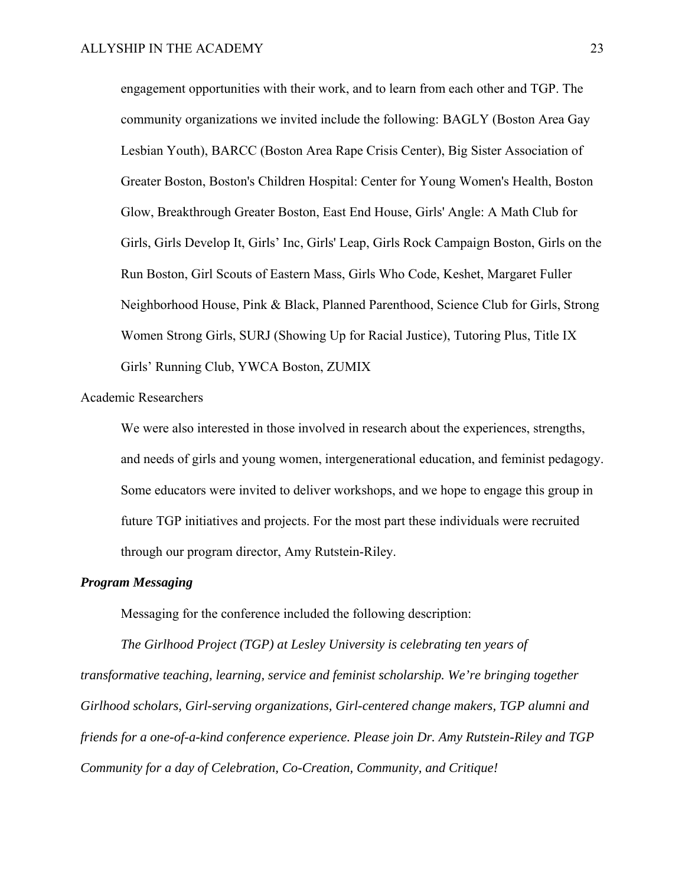engagement opportunities with their work, and to learn from each other and TGP. The community organizations we invited include the following: BAGLY (Boston Area Gay Lesbian Youth), BARCC (Boston Area Rape Crisis Center), Big Sister Association of Greater Boston, Boston's Children Hospital: Center for Young Women's Health, Boston Glow, Breakthrough Greater Boston, East End House, Girls' Angle: A Math Club for Girls, Girls Develop It, Girls' Inc, Girls' Leap, Girls Rock Campaign Boston, Girls on the Run Boston, Girl Scouts of Eastern Mass, Girls Who Code, Keshet, Margaret Fuller Neighborhood House, Pink & Black, Planned Parenthood, Science Club for Girls, Strong Women Strong Girls, SURJ (Showing Up for Racial Justice), Tutoring Plus, Title IX Girls' Running Club, YWCA Boston, ZUMIX

Academic Researchers

We were also interested in those involved in research about the experiences, strengths, and needs of girls and young women, intergenerational education, and feminist pedagogy. Some educators were invited to deliver workshops, and we hope to engage this group in future TGP initiatives and projects. For the most part these individuals were recruited through our program director, Amy Rutstein-Riley.

***Program Messaging***

Messaging for the conference included the following description:

*The Girlhood Project (TGP) at Lesley University is celebrating ten years of transformative teaching, learning, service and feminist scholarship. We're bringing together Girlhood scholars, Girl-serving organizations, Girl-centered change makers, TGP alumni and friends for a one-of-a-kind conference experience. Please join Dr. Amy Rutstein-Riley and TGP Community for a day of Celebration, Co-Creation, Community, and Critique!*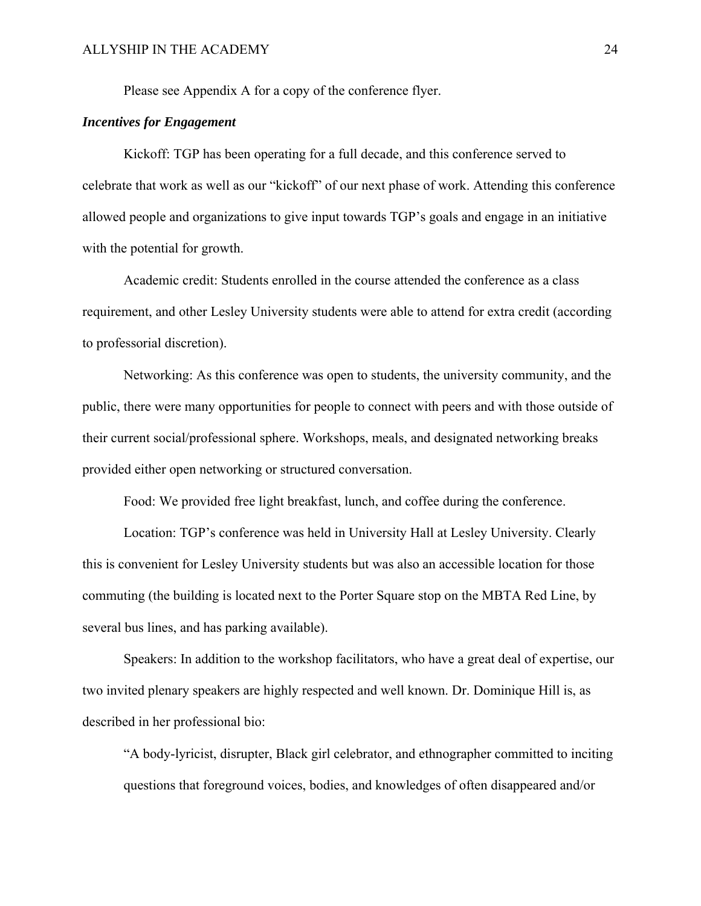Please see Appendix A for a copy of the conference flyer.

### ***Incentives for Engagement***

Kickoff: TGP has been operating for a full decade, and this conference served to celebrate that work as well as our "kickoff" of our next phase of work. Attending this conference allowed people and organizations to give input towards TGP's goals and engage in an initiative with the potential for growth.

Academic credit: Students enrolled in the course attended the conference as a class requirement, and other Lesley University students were able to attend for extra credit (according to professorial discretion).

Networking: As this conference was open to students, the university community, and the public, there were many opportunities for people to connect with peers and with those outside of their current social/professional sphere. Workshops, meals, and designated networking breaks provided either open networking or structured conversation.

Food: We provided free light breakfast, lunch, and coffee during the conference.

Location: TGP's conference was held in University Hall at Lesley University. Clearly this is convenient for Lesley University students but was also an accessible location for those commuting (the building is located next to the Porter Square stop on the MBTA Red Line, by several bus lines, and has parking available).

Speakers: In addition to the workshop facilitators, who have a great deal of expertise, our two invited plenary speakers are highly respected and well known. Dr. Dominique Hill is, as described in her professional bio:

> "A body-lyricist, disrupter, Black girl celebrator, and ethnographer committed to inciting questions that foreground voices, bodies, and knowledges of often disappeared and/or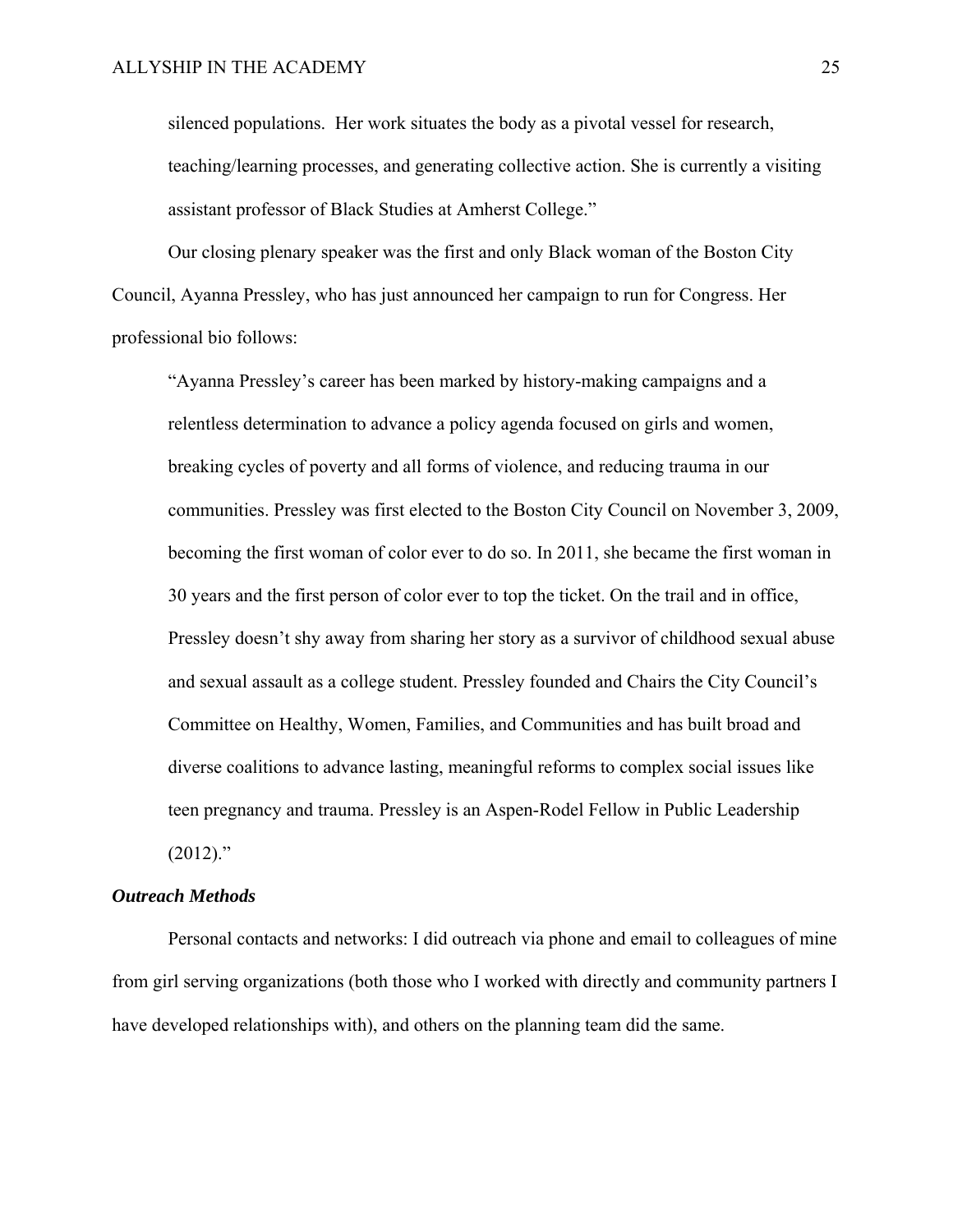silenced populations. Her work situates the body as a pivotal vessel for research, teaching/learning processes, and generating collective action. She is currently a visiting assistant professor of Black Studies at Amherst College."

Our closing plenary speaker was the first and only Black woman of the Boston City Council, Ayanna Pressley, who has just announced her campaign to run for Congress. Her professional bio follows:

> "Ayanna Pressley's career has been marked by history-making campaigns and a relentless determination to advance a policy agenda focused on girls and women, breaking cycles of poverty and all forms of violence, and reducing trauma in our communities. Pressley was first elected to the Boston City Council on November 3, 2009, becoming the first woman of color ever to do so. In 2011, she became the first woman in 30 years and the first person of color ever to top the ticket. On the trail and in office, Pressley doesn't shy away from sharing her story as a survivor of childhood sexual abuse and sexual assault as a college student. Pressley founded and Chairs the City Council's Committee on Healthy, Women, Families, and Communities and has built broad and diverse coalitions to advance lasting, meaningful reforms to complex social issues like teen pregnancy and trauma. Pressley is an Aspen-Rodel Fellow in Public Leadership (2012)."

### *Outreach Methods*

Personal contacts and networks: I did outreach via phone and email to colleagues of mine from girl serving organizations (both those who I worked with directly and community partners I have developed relationships with), and others on the planning team did the same.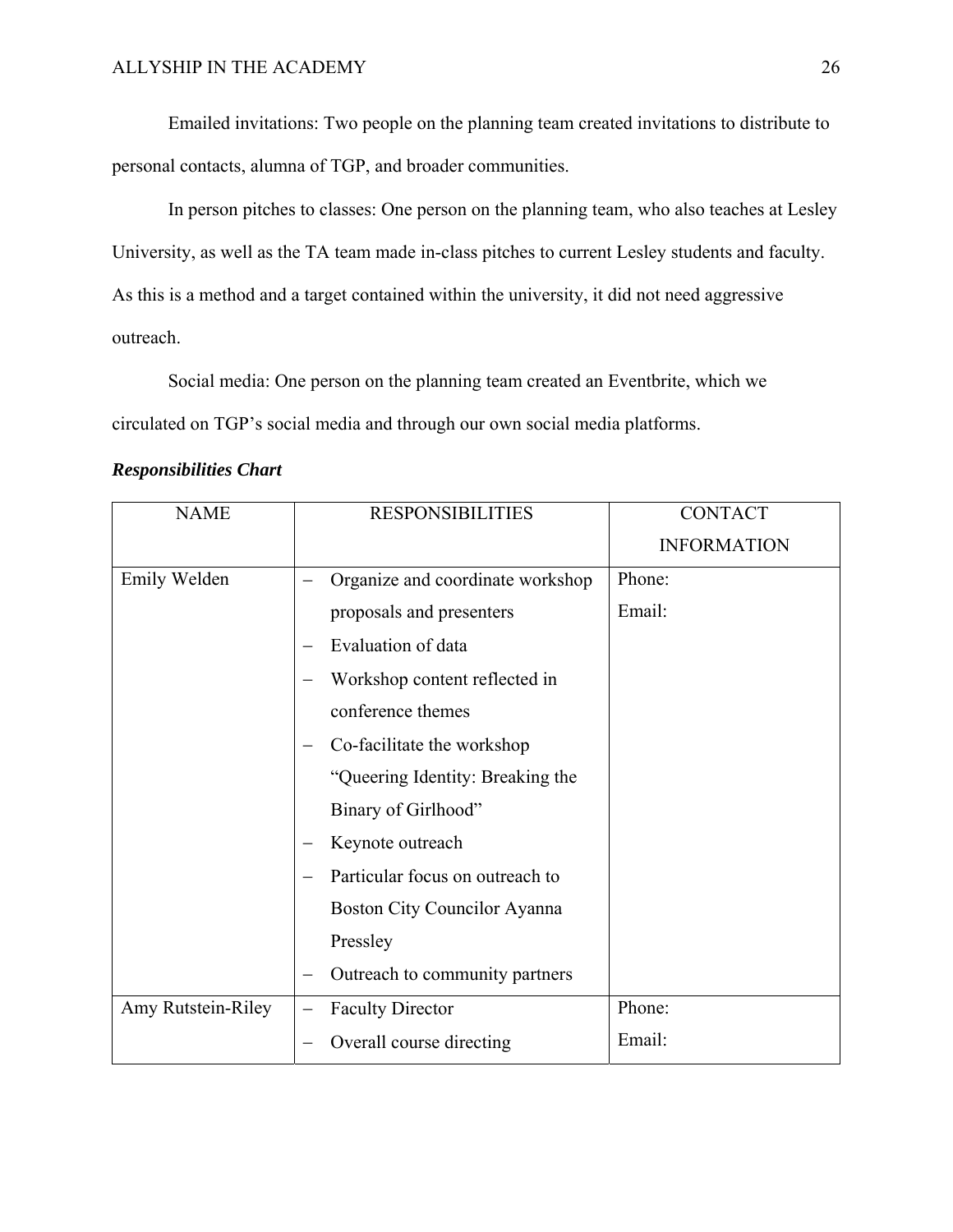Emailed invitations: Two people on the planning team created invitations to distribute to personal contacts, alumna of TGP, and broader communities.

In person pitches to classes: One person on the planning team, who also teaches at Lesley University, as well as the TA team made in-class pitches to current Lesley students and faculty. As this is a method and a target contained within the university, it did not need aggressive outreach.

Social media: One person on the planning team created an Eventbrite, which we circulated on TGP's social media and through our own social media platforms.

***Responsibilities Chart***

| NAME | RESPONSIBILITIES | CONTACT INFORMATION |
|---|---|---|
| Emily Welden | – Organize and coordinate workshop proposals and presenters<br>– Evaluation of data<br>– Workshop content reflected in conference themes<br>– Co-facilitate the workshop "Queering Identity: Breaking the Binary of Girlhood"<br>– Keynote outreach<br>– Particular focus on outreach to Boston City Councilor Ayanna Pressley<br>– Outreach to community partners | Phone:<br>Email: |
| Amy Rutstein-Riley | – Faculty Director<br>– Overall course directing | Phone:<br>Email: |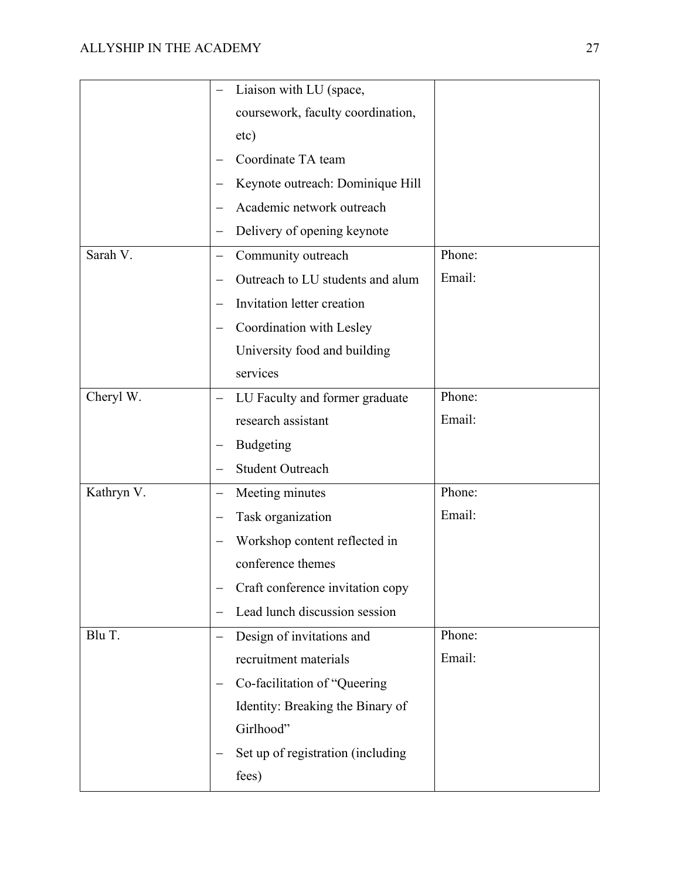| | | |
|---|---|---|
| | – Liaison with LU (space, coursework, faculty coordination, etc)<br>– Coordinate TA team<br>– Keynote outreach: Dominique Hill<br>– Academic network outreach<br>– Delivery of opening keynote | |
| Sarah V. | – Community outreach<br>– Outreach to LU students and alum<br>– Invitation letter creation<br>– Coordination with Lesley University food and building services | Phone:<br>Email: |
| Cheryl W. | – LU Faculty and former graduate research assistant<br>– Budgeting<br>– Student Outreach | Phone:<br>Email: |
| Kathryn V. | – Meeting minutes<br>– Task organization<br>– Workshop content reflected in conference themes<br>– Craft conference invitation copy<br>– Lead lunch discussion session | Phone:<br>Email: |
| Blu T. | – Design of invitations and recruitment materials<br>– Co-facilitation of "Queering Identity: Breaking the Binary of Girlhood"<br>– Set up of registration (including fees) | Phone:<br>Email: |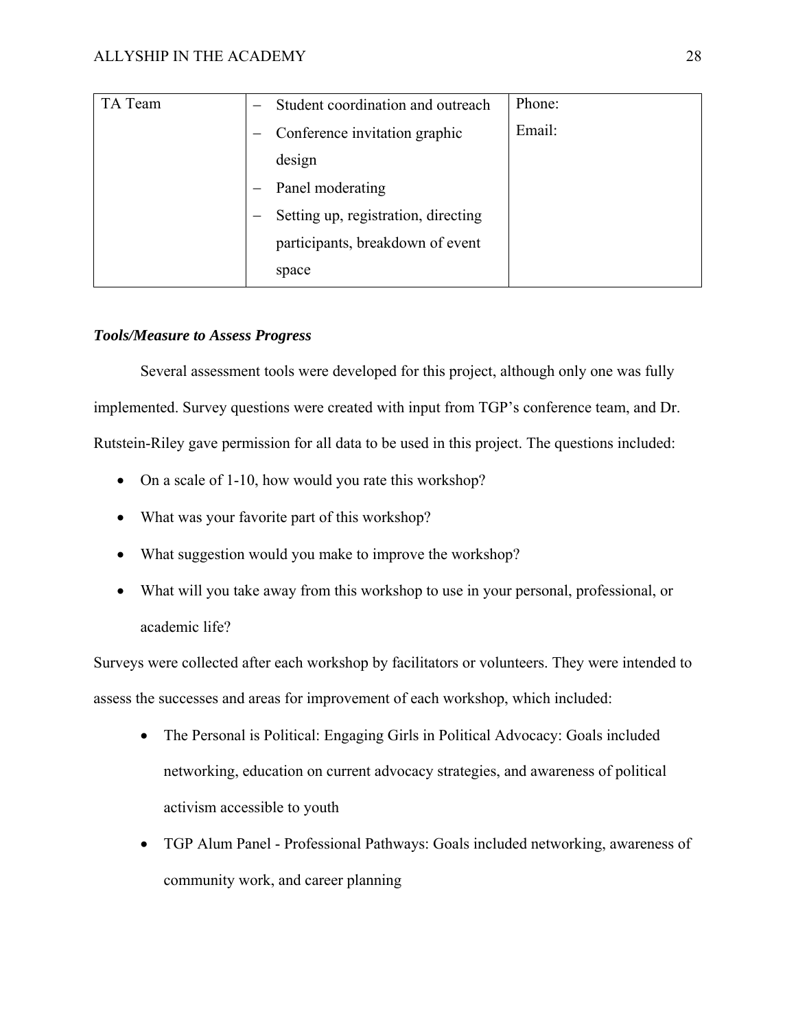| TA Team | – Student coordination and outreach<br>– Conference invitation graphic design<br>– Panel moderating<br>– Setting up, registration, directing participants, breakdown of event space | Phone:<br>Email: |
|---|---|---|

***Tools/Measure to Assess Progress***

Several assessment tools were developed for this project, although only one was fully implemented. Survey questions were created with input from TGP's conference team, and Dr. Rutstein-Riley gave permission for all data to be used in this project. The questions included:

- On a scale of 1-10, how would you rate this workshop?
- What was your favorite part of this workshop?
- What suggestion would you make to improve the workshop?
- What will you take away from this workshop to use in your personal, professional, or academic life?

Surveys were collected after each workshop by facilitators or volunteers. They were intended to assess the successes and areas for improvement of each workshop, which included:

- The Personal is Political: Engaging Girls in Political Advocacy: Goals included networking, education on current advocacy strategies, and awareness of political activism accessible to youth
- TGP Alum Panel - Professional Pathways: Goals included networking, awareness of community work, and career planning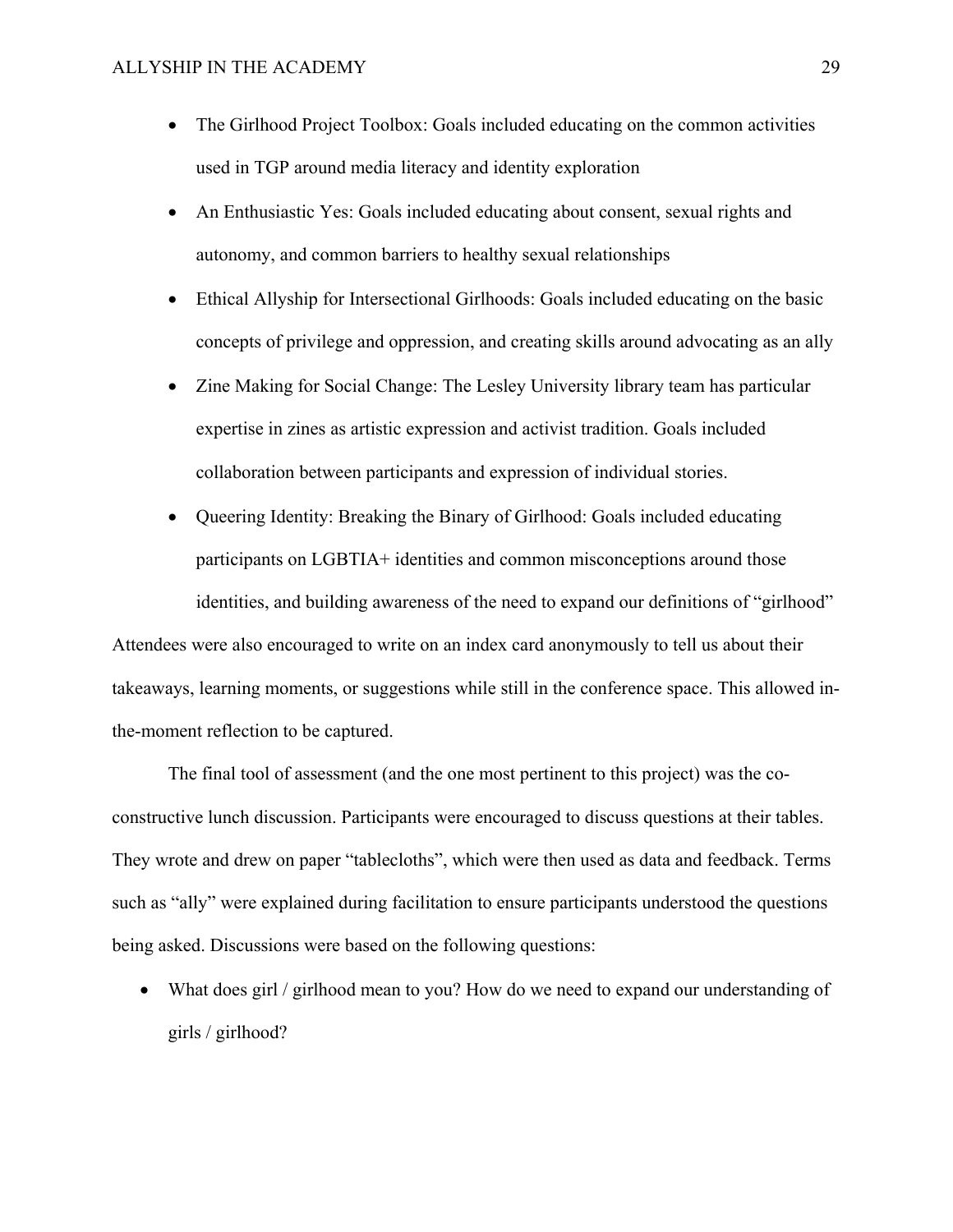- The Girlhood Project Toolbox: Goals included educating on the common activities used in TGP around media literacy and identity exploration
- An Enthusiastic Yes: Goals included educating about consent, sexual rights and autonomy, and common barriers to healthy sexual relationships
- Ethical Allyship for Intersectional Girlhoods: Goals included educating on the basic concepts of privilege and oppression, and creating skills around advocating as an ally
- Zine Making for Social Change: The Lesley University library team has particular expertise in zines as artistic expression and activist tradition. Goals included collaboration between participants and expression of individual stories.
- Queering Identity: Breaking the Binary of Girlhood: Goals included educating participants on LGBTIA+ identities and common misconceptions around those identities, and building awareness of the need to expand our definitions of "girlhood"

Attendees were also encouraged to write on an index card anonymously to tell us about their takeaways, learning moments, or suggestions while still in the conference space. This allowed in-the-moment reflection to be captured.

The final tool of assessment (and the one most pertinent to this project) was the co-constructive lunch discussion. Participants were encouraged to discuss questions at their tables. They wrote and drew on paper "tablecloths", which were then used as data and feedback. Terms such as "ally" were explained during facilitation to ensure participants understood the questions being asked. Discussions were based on the following questions:

- What does girl / girlhood mean to you? How do we need to expand our understanding of girls / girlhood?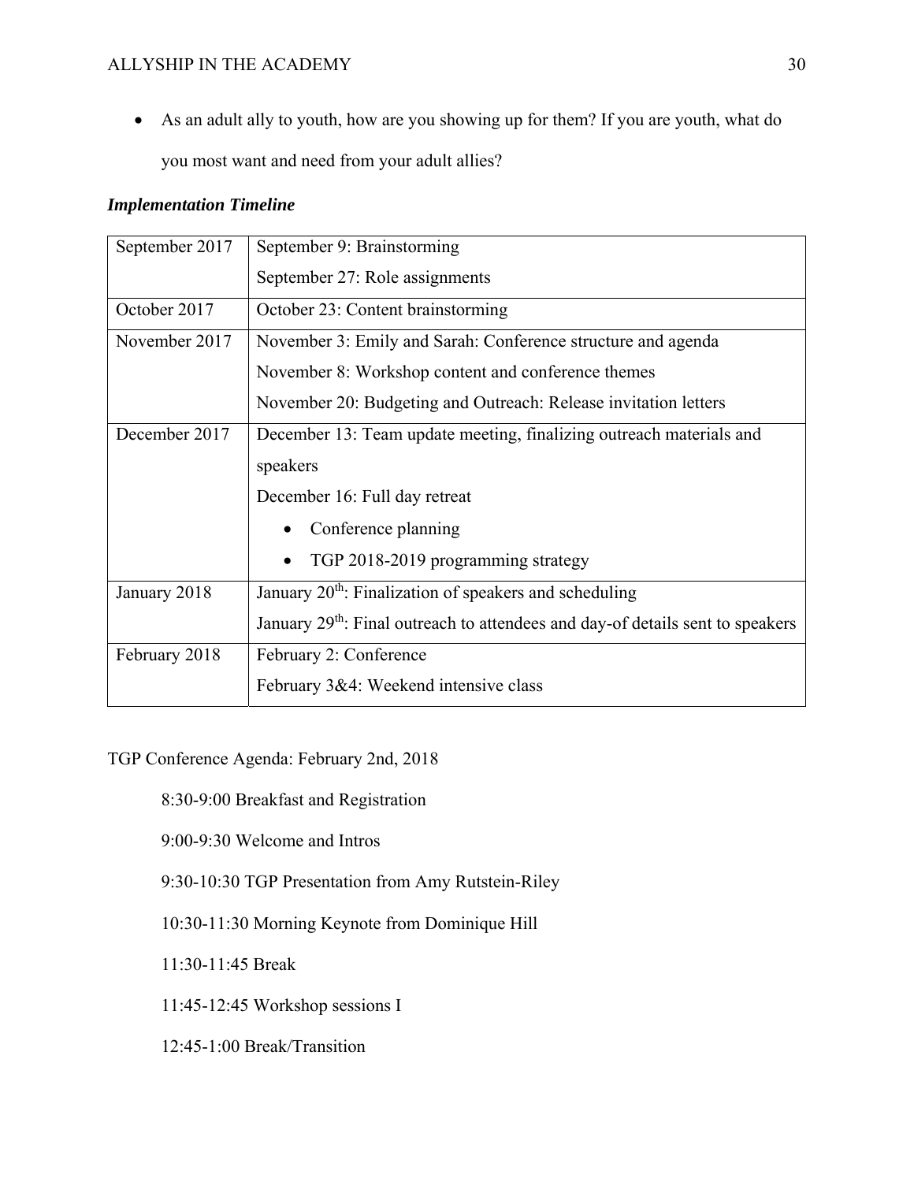- As an adult ally to youth, how are you showing up for them? If you are youth, what do you most want and need from your adult allies?

***Implementation Timeline***

| | |
|---|---|
| September 2017 | September 9: Brainstorming<br>September 27: Role assignments |
| October 2017 | October 23: Content brainstorming |
| November 2017 | November 3: Emily and Sarah: Conference structure and agenda<br>November 8: Workshop content and conference themes<br>November 20: Budgeting and Outreach: Release invitation letters |
| December 2017 | December 13: Team update meeting, finalizing outreach materials and speakers<br>December 16: Full day retreat<br>• Conference planning<br>• TGP 2018-2019 programming strategy |
| January 2018 | January 20th: Finalization of speakers and scheduling<br>January 29th: Final outreach to attendees and day-of details sent to speakers |
| February 2018 | February 2: Conference<br>February 3&4: Weekend intensive class |

TGP Conference Agenda: February 2nd, 2018

8:30-9:00 Breakfast and Registration

9:00-9:30 Welcome and Intros

9:30-10:30 TGP Presentation from Amy Rutstein-Riley

10:30-11:30 Morning Keynote from Dominique Hill

11:30-11:45 Break

11:45-12:45 Workshop sessions I

12:45-1:00 Break/Transition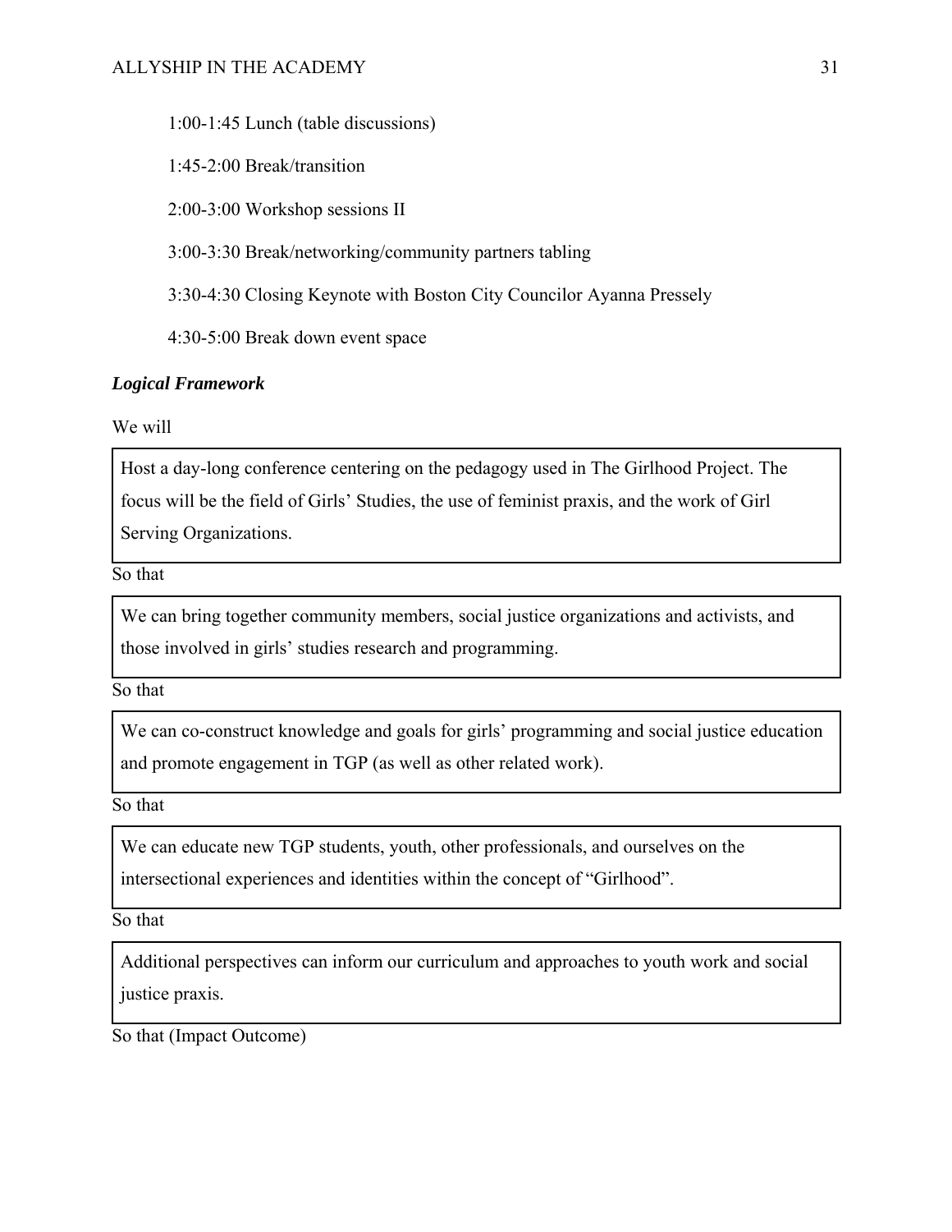1:00-1:45 Lunch (table discussions)

1:45-2:00 Break/transition

2:00-3:00 Workshop sessions II

3:00-3:30 Break/networking/community partners tabling

3:30-4:30 Closing Keynote with Boston City Councilor Ayanna Pressely

4:30-5:00 Break down event space

***Logical Framework***

We will

| Host a day-long conference centering on the pedagogy used in The Girlhood Project. The focus will be the field of Girls' Studies, the use of feminist praxis, and the work of Girl Serving Organizations. |
|---|

So that

| We can bring together community members, social justice organizations and activists, and those involved in girls' studies research and programming. |
|---|

So that

| We can co-construct knowledge and goals for girls' programming and social justice education and promote engagement in TGP (as well as other related work). |
|---|

So that

| We can educate new TGP students, youth, other professionals, and ourselves on the intersectional experiences and identities within the concept of "Girlhood". |
|---|

So that

| Additional perspectives can inform our curriculum and approaches to youth work and social justice praxis. |
|---|

So that (Impact Outcome)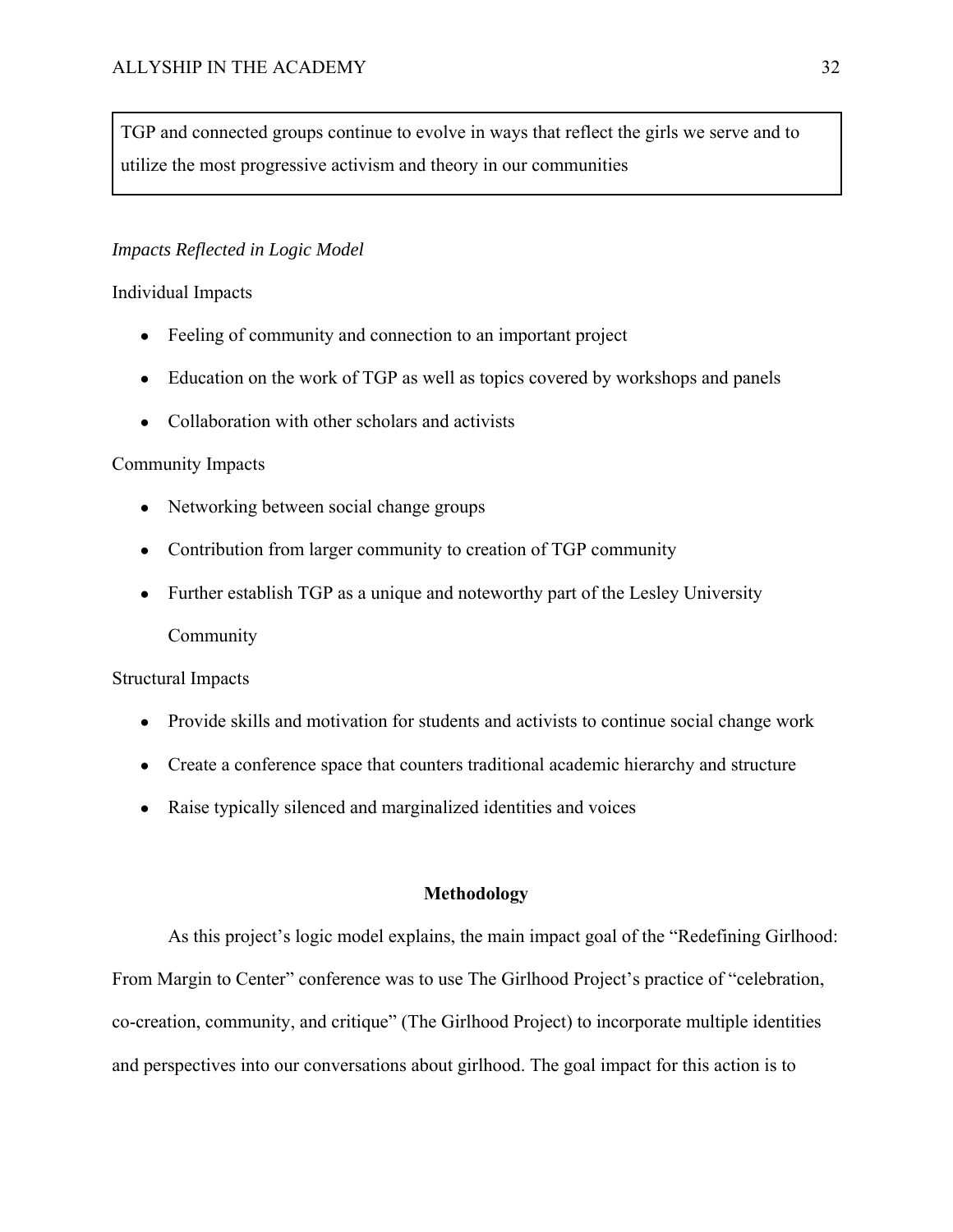TGP and connected groups continue to evolve in ways that reflect the girls we serve and to utilize the most progressive activism and theory in our communities

*Impacts Reflected in Logic Model*

Individual Impacts

- Feeling of community and connection to an important project
- Education on the work of TGP as well as topics covered by workshops and panels
- Collaboration with other scholars and activists

Community Impacts

- Networking between social change groups
- Contribution from larger community to creation of TGP community
- Further establish TGP as a unique and noteworthy part of the Lesley University Community

Structural Impacts

- Provide skills and motivation for students and activists to continue social change work
- Create a conference space that counters traditional academic hierarchy and structure
- Raise typically silenced and marginalized identities and voices

## Methodology

As this project's logic model explains, the main impact goal of the "Redefining Girlhood: From Margin to Center" conference was to use The Girlhood Project's practice of "celebration, co-creation, community, and critique" (The Girlhood Project) to incorporate multiple identities and perspectives into our conversations about girlhood. The goal impact for this action is to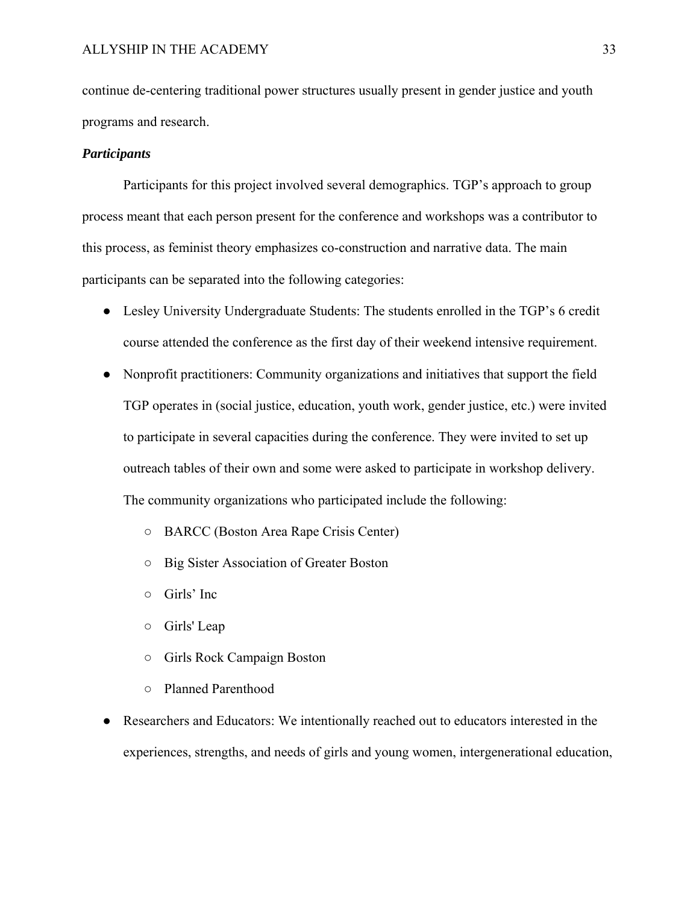continue de-centering traditional power structures usually present in gender justice and youth programs and research.

***Participants***

Participants for this project involved several demographics. TGP's approach to group process meant that each person present for the conference and workshops was a contributor to this process, as feminist theory emphasizes co-construction and narrative data. The main participants can be separated into the following categories:

- Lesley University Undergraduate Students: The students enrolled in the TGP's 6 credit course attended the conference as the first day of their weekend intensive requirement.
- Nonprofit practitioners: Community organizations and initiatives that support the field TGP operates in (social justice, education, youth work, gender justice, etc.) were invited to participate in several capacities during the conference. They were invited to set up outreach tables of their own and some were asked to participate in workshop delivery. The community organizations who participated include the following:
    - BARCC (Boston Area Rape Crisis Center)
    - Big Sister Association of Greater Boston
    - Girls' Inc
    - Girls' Leap
    - Girls Rock Campaign Boston
    - Planned Parenthood
- Researchers and Educators: We intentionally reached out to educators interested in the experiences, strengths, and needs of girls and young women, intergenerational education,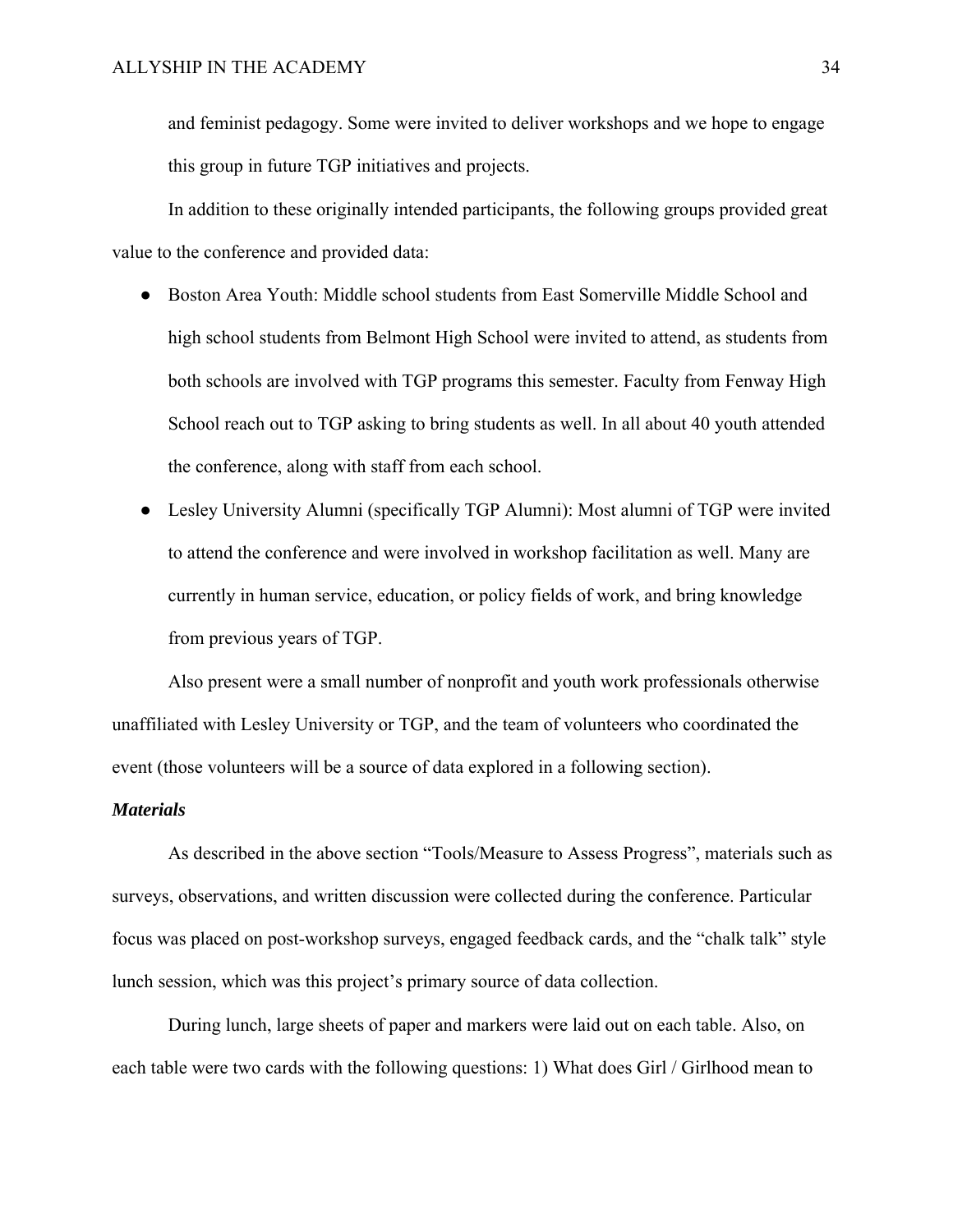and feminist pedagogy. Some were invited to deliver workshops and we hope to engage this group in future TGP initiatives and projects.

In addition to these originally intended participants, the following groups provided great value to the conference and provided data:

- Boston Area Youth: Middle school students from East Somerville Middle School and high school students from Belmont High School were invited to attend, as students from both schools are involved with TGP programs this semester. Faculty from Fenway High School reach out to TGP asking to bring students as well. In all about 40 youth attended the conference, along with staff from each school.
- Lesley University Alumni (specifically TGP Alumni): Most alumni of TGP were invited to attend the conference and were involved in workshop facilitation as well. Many are currently in human service, education, or policy fields of work, and bring knowledge from previous years of TGP.

Also present were a small number of nonprofit and youth work professionals otherwise unaffiliated with Lesley University or TGP, and the team of volunteers who coordinated the event (those volunteers will be a source of data explored in a following section).

***Materials***

As described in the above section "Tools/Measure to Assess Progress", materials such as surveys, observations, and written discussion were collected during the conference. Particular focus was placed on post-workshop surveys, engaged feedback cards, and the "chalk talk" style lunch session, which was this project's primary source of data collection.

During lunch, large sheets of paper and markers were laid out on each table. Also, on each table were two cards with the following questions: 1) What does Girl / Girlhood mean to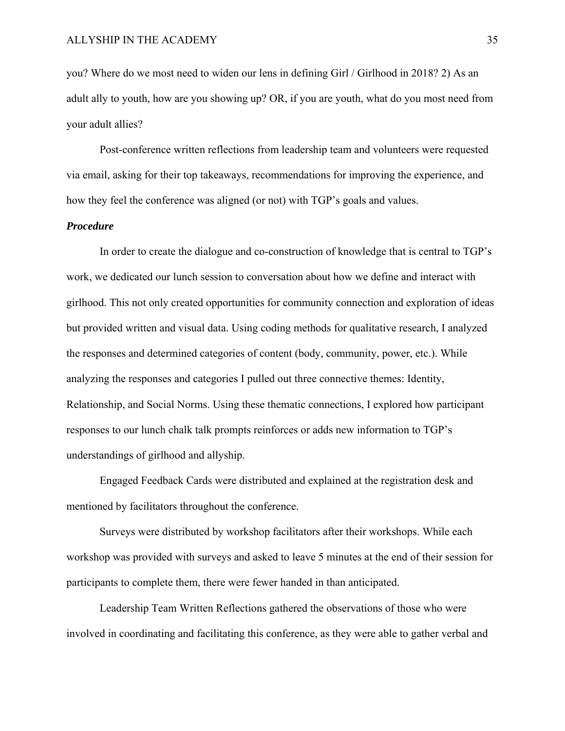you? Where do we most need to widen our lens in defining Girl / Girlhood in 2018? 2) As an adult ally to youth, how are you showing up? OR, if you are youth, what do you most need from your adult allies?

Post-conference written reflections from leadership team and volunteers were requested via email, asking for their top takeaways, recommendations for improving the experience, and how they feel the conference was aligned (or not) with TGP's goals and values.

***Procedure***

In order to create the dialogue and co-construction of knowledge that is central to TGP's work, we dedicated our lunch session to conversation about how we define and interact with girlhood. This not only created opportunities for community connection and exploration of ideas but provided written and visual data. Using coding methods for qualitative research, I analyzed the responses and determined categories of content (body, community, power, etc.). While analyzing the responses and categories I pulled out three connective themes: Identity, Relationship, and Social Norms. Using these thematic connections, I explored how participant responses to our lunch chalk talk prompts reinforces or adds new information to TGP's understandings of girlhood and allyship.

Engaged Feedback Cards were distributed and explained at the registration desk and mentioned by facilitators throughout the conference.

Surveys were distributed by workshop facilitators after their workshops. While each workshop was provided with surveys and asked to leave 5 minutes at the end of their session for participants to complete them, there were fewer handed in than anticipated.

Leadership Team Written Reflections gathered the observations of those who were involved in coordinating and facilitating this conference, as they were able to gather verbal and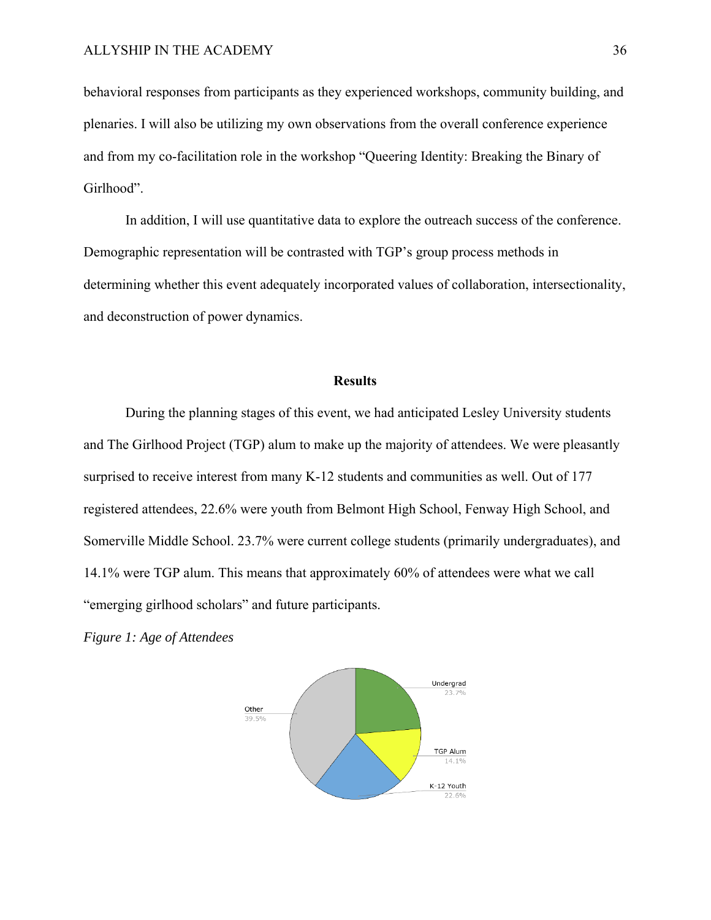behavioral responses from participants as they experienced workshops, community building, and plenaries. I will also be utilizing my own observations from the overall conference experience and from my co-facilitation role in the workshop "Queering Identity: Breaking the Binary of Girlhood".

In addition, I will use quantitative data to explore the outreach success of the conference. Demographic representation will be contrasted with TGP's group process methods in determining whether this event adequately incorporated values of collaboration, intersectionality, and deconstruction of power dynamics.

## Results

During the planning stages of this event, we had anticipated Lesley University students and The Girlhood Project (TGP) alum to make up the majority of attendees. We were pleasantly surprised to receive interest from many K-12 students and communities as well. Out of 177 registered attendees, 22.6% were youth from Belmont High School, Fenway High School, and Somerville Middle School. 23.7% were current college students (primarily undergraduates), and 14.1% were TGP alum. This means that approximately 60% of attendees were what we call "emerging girlhood scholars" and future participants.

*Figure 1: Age of Attendees*

| Category | Percentage |
|---|---|
| Undergrad | 23.7% |
| TGP Alum | 14.1% |
| K-12 Youth | 22.6% |
| Other | 39.5% |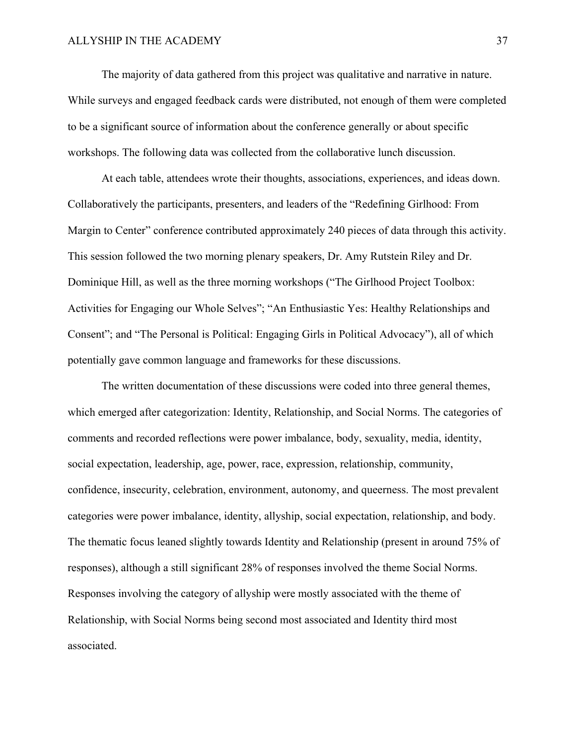The majority of data gathered from this project was qualitative and narrative in nature. While surveys and engaged feedback cards were distributed, not enough of them were completed to be a significant source of information about the conference generally or about specific workshops. The following data was collected from the collaborative lunch discussion.

At each table, attendees wrote their thoughts, associations, experiences, and ideas down. Collaboratively the participants, presenters, and leaders of the "Redefining Girlhood: From Margin to Center" conference contributed approximately 240 pieces of data through this activity. This session followed the two morning plenary speakers, Dr. Amy Rutstein Riley and Dr. Dominique Hill, as well as the three morning workshops ("The Girlhood Project Toolbox: Activities for Engaging our Whole Selves"; "An Enthusiastic Yes: Healthy Relationships and Consent"; and "The Personal is Political: Engaging Girls in Political Advocacy"), all of which potentially gave common language and frameworks for these discussions.

The written documentation of these discussions were coded into three general themes, which emerged after categorization: Identity, Relationship, and Social Norms. The categories of comments and recorded reflections were power imbalance, body, sexuality, media, identity, social expectation, leadership, age, power, race, expression, relationship, community, confidence, insecurity, celebration, environment, autonomy, and queerness. The most prevalent categories were power imbalance, identity, allyship, social expectation, relationship, and body. The thematic focus leaned slightly towards Identity and Relationship (present in around 75% of responses), although a still significant 28% of responses involved the theme Social Norms. Responses involving the category of allyship were mostly associated with the theme of Relationship, with Social Norms being second most associated and Identity third most associated.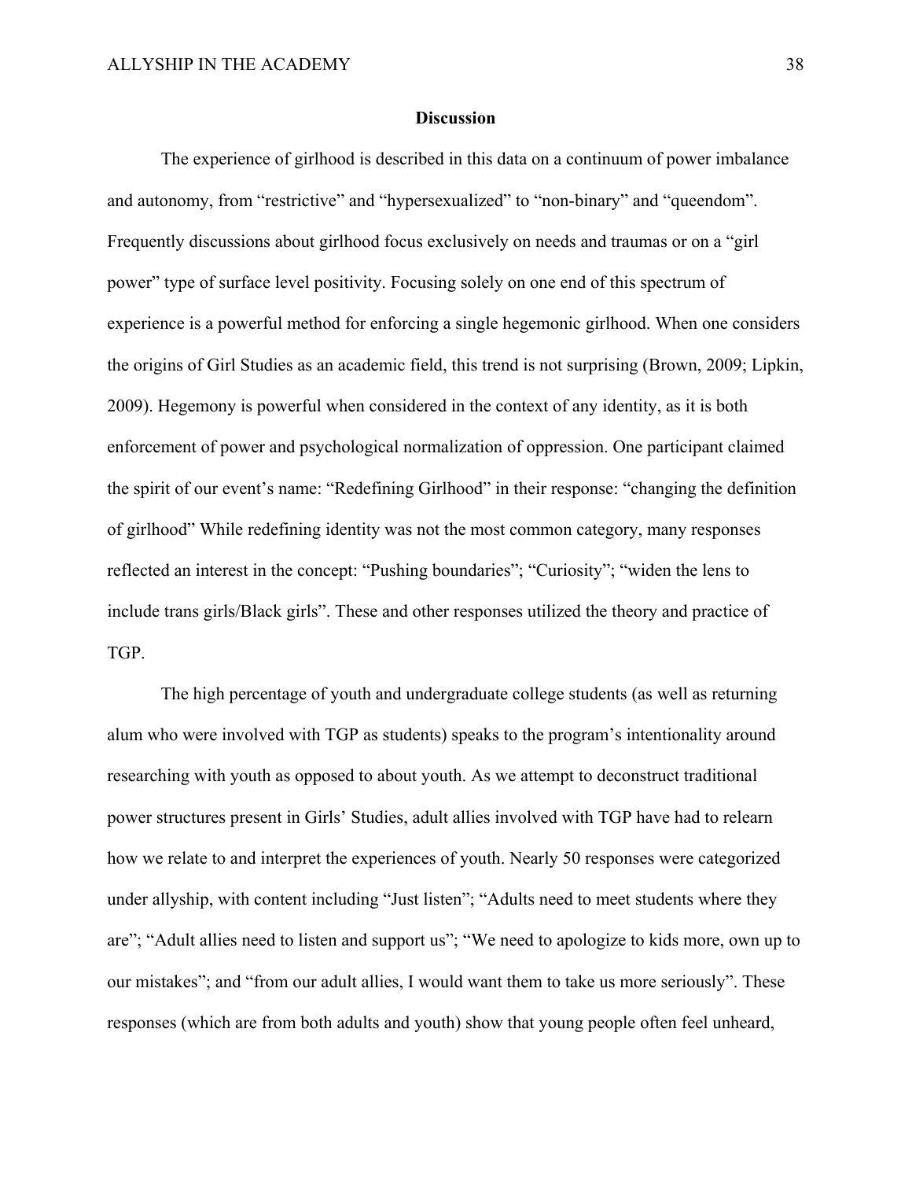## Discussion

The experience of girlhood is described in this data on a continuum of power imbalance and autonomy, from "restrictive" and "hypersexualized" to "non-binary" and "queendom". Frequently discussions about girlhood focus exclusively on needs and traumas or on a "girl power" type of surface level positivity. Focusing solely on one end of this spectrum of experience is a powerful method for enforcing a single hegemonic girlhood. When one considers the origins of Girl Studies as an academic field, this trend is not surprising (Brown, 2009; Lipkin, 2009). Hegemony is powerful when considered in the context of any identity, as it is both enforcement of power and psychological normalization of oppression. One participant claimed the spirit of our event's name: "Redefining Girlhood" in their response: "changing the definition of girlhood" While redefining identity was not the most common category, many responses reflected an interest in the concept: "Pushing boundaries"; "Curiosity"; "widen the lens to include trans girls/Black girls". These and other responses utilized the theory and practice of TGP.

The high percentage of youth and undergraduate college students (as well as returning alum who were involved with TGP as students) speaks to the program's intentionality around researching with youth as opposed to about youth. As we attempt to deconstruct traditional power structures present in Girls' Studies, adult allies involved with TGP have had to relearn how we relate to and interpret the experiences of youth. Nearly 50 responses were categorized under allyship, with content including "Just listen"; "Adults need to meet students where they are"; "Adult allies need to listen and support us"; "We need to apologize to kids more, own up to our mistakes"; and "from our adult allies, I would want them to take us more seriously". These responses (which are from both adults and youth) show that young people often feel unheard,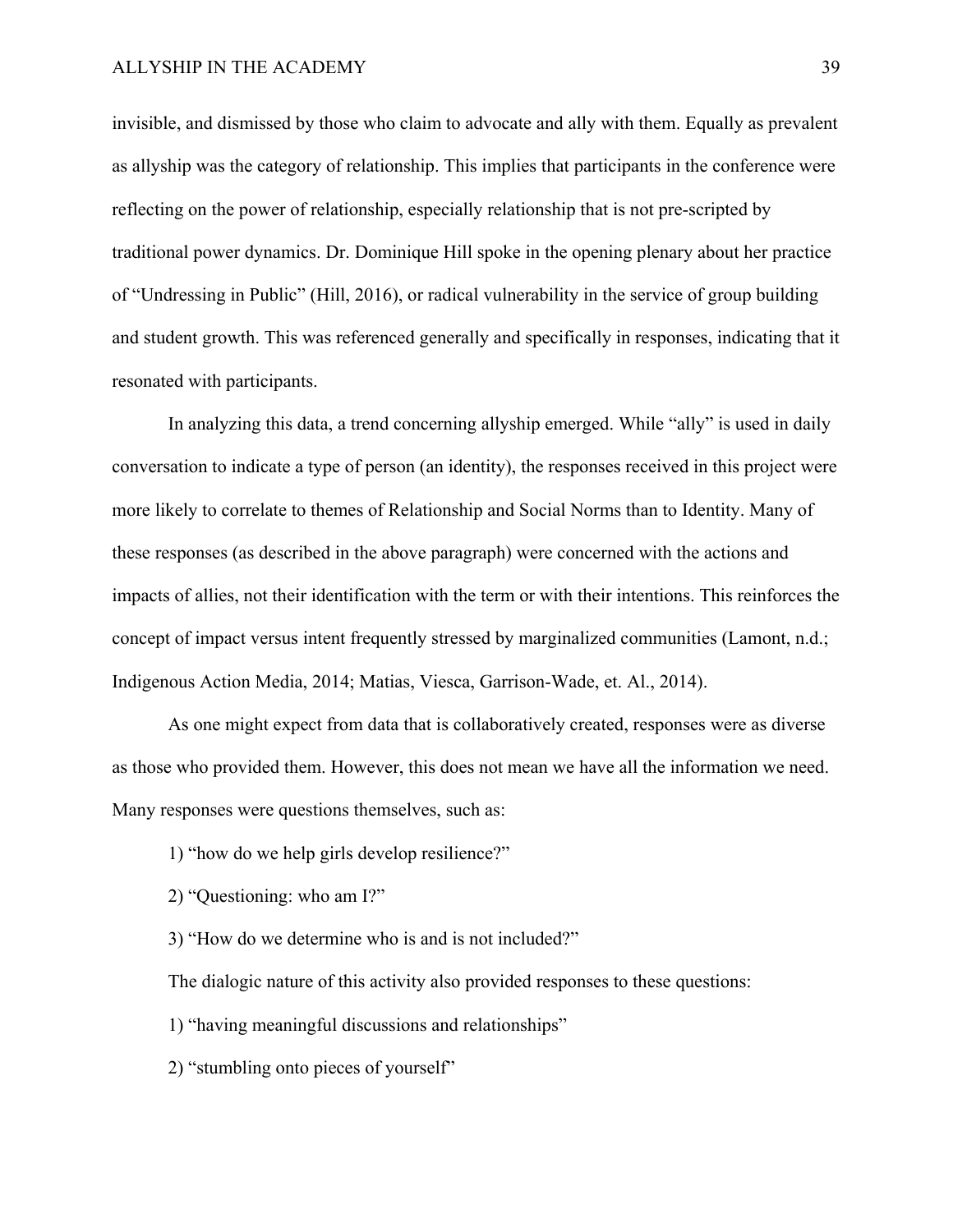invisible, and dismissed by those who claim to advocate and ally with them. Equally as prevalent as allyship was the category of relationship. This implies that participants in the conference were reflecting on the power of relationship, especially relationship that is not pre-scripted by traditional power dynamics. Dr. Dominique Hill spoke in the opening plenary about her practice of "Undressing in Public" (Hill, 2016), or radical vulnerability in the service of group building and student growth. This was referenced generally and specifically in responses, indicating that it resonated with participants.

In analyzing this data, a trend concerning allyship emerged. While "ally" is used in daily conversation to indicate a type of person (an identity), the responses received in this project were more likely to correlate to themes of Relationship and Social Norms than to Identity. Many of these responses (as described in the above paragraph) were concerned with the actions and impacts of allies, not their identification with the term or with their intentions. This reinforces the concept of impact versus intent frequently stressed by marginalized communities (Lamont, n.d.; Indigenous Action Media, 2014; Matias, Viesca, Garrison-Wade, et. Al., 2014).

As one might expect from data that is collaboratively created, responses were as diverse as those who provided them. However, this does not mean we have all the information we need. Many responses were questions themselves, such as:

1) "how do we help girls develop resilience?"

2) "Questioning: who am I?"

3) "How do we determine who is and is not included?"

The dialogic nature of this activity also provided responses to these questions:

1) "having meaningful discussions and relationships"

2) "stumbling onto pieces of yourself"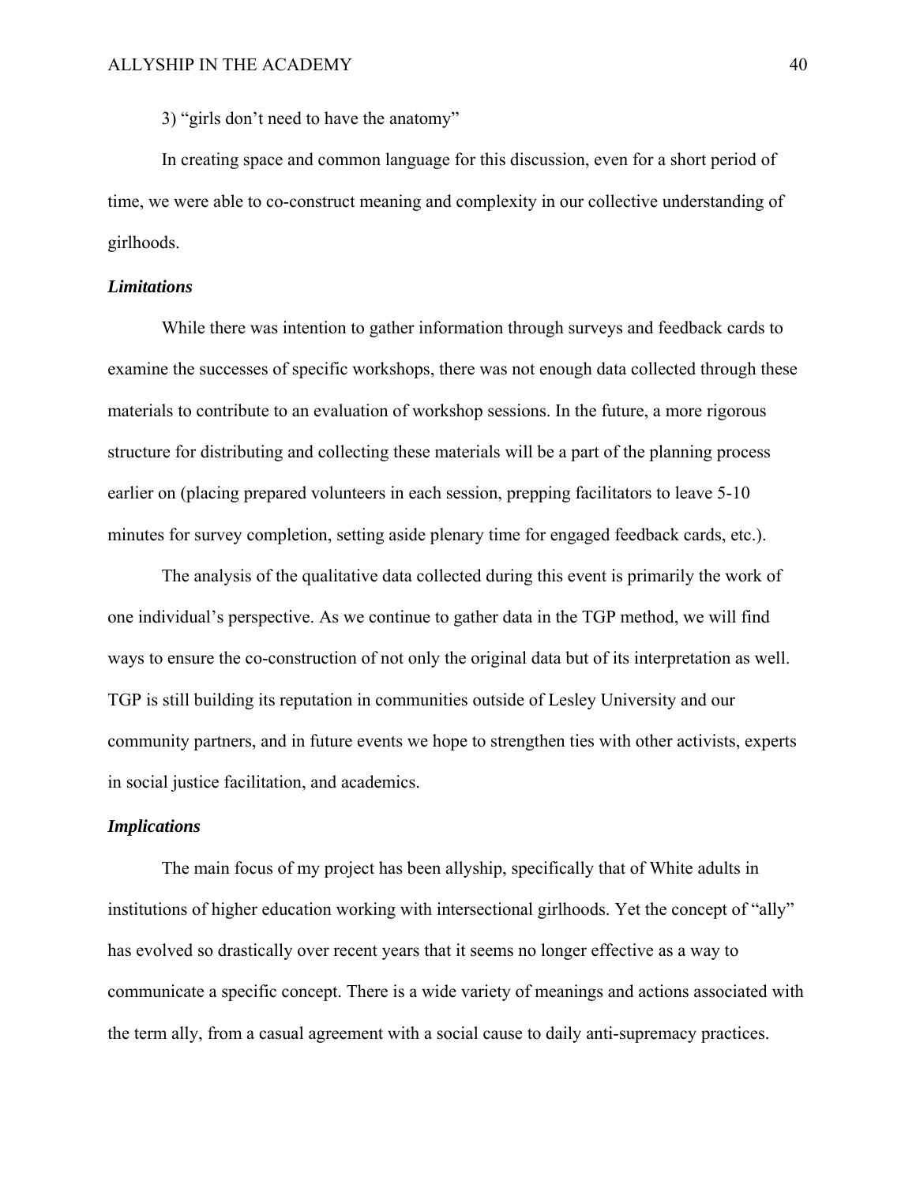3) “girls don’t need to have the anatomy”

In creating space and common language for this discussion, even for a short period of time, we were able to co-construct meaning and complexity in our collective understanding of girlhoods.

### *Limitations*

While there was intention to gather information through surveys and feedback cards to examine the successes of specific workshops, there was not enough data collected through these materials to contribute to an evaluation of workshop sessions. In the future, a more rigorous structure for distributing and collecting these materials will be a part of the planning process earlier on (placing prepared volunteers in each session, prepping facilitators to leave 5-10 minutes for survey completion, setting aside plenary time for engaged feedback cards, etc.).

The analysis of the qualitative data collected during this event is primarily the work of one individual’s perspective. As we continue to gather data in the TGP method, we will find ways to ensure the co-construction of not only the original data but of its interpretation as well. TGP is still building its reputation in communities outside of Lesley University and our community partners, and in future events we hope to strengthen ties with other activists, experts in social justice facilitation, and academics.

### *Implications*

The main focus of my project has been allyship, specifically that of White adults in institutions of higher education working with intersectional girlhoods. Yet the concept of “ally” has evolved so drastically over recent years that it seems no longer effective as a way to communicate a specific concept. There is a wide variety of meanings and actions associated with the term ally, from a casual agreement with a social cause to daily anti-supremacy practices.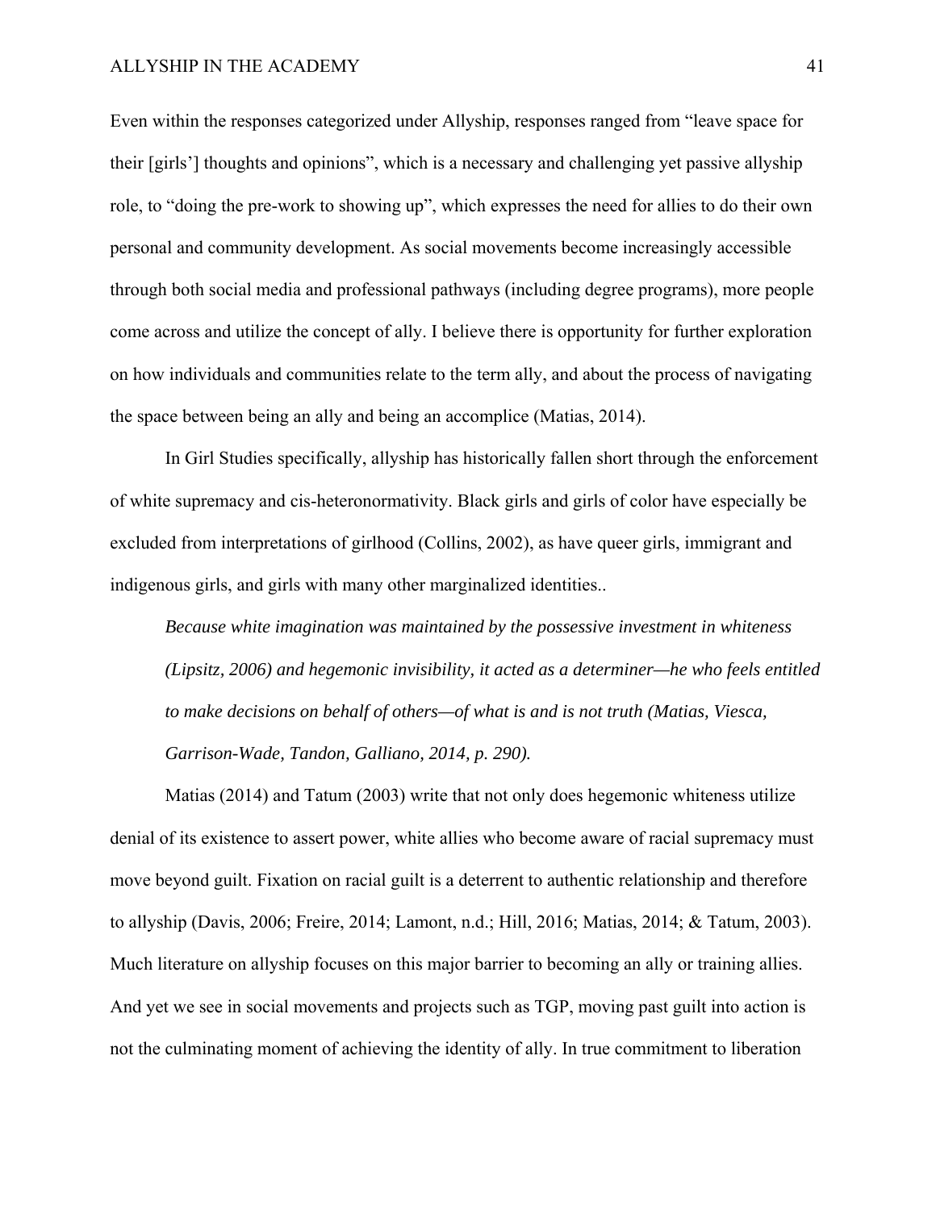Even within the responses categorized under Allyship, responses ranged from "leave space for their [girls'] thoughts and opinions", which is a necessary and challenging yet passive allyship role, to "doing the pre-work to showing up", which expresses the need for allies to do their own personal and community development. As social movements become increasingly accessible through both social media and professional pathways (including degree programs), more people come across and utilize the concept of ally. I believe there is opportunity for further exploration on how individuals and communities relate to the term ally, and about the process of navigating the space between being an ally and being an accomplice (Matias, 2014).

In Girl Studies specifically, allyship has historically fallen short through the enforcement of white supremacy and cis-heteronormativity. Black girls and girls of color have especially be excluded from interpretations of girlhood (Collins, 2002), as have queer girls, immigrant and indigenous girls, and girls with many other marginalized identities..

> *Because white imagination was maintained by the possessive investment in whiteness (Lipsitz, 2006) and hegemonic invisibility, it acted as a determiner—he who feels entitled to make decisions on behalf of others—of what is and is not truth (Matias, Viesca, Garrison-Wade, Tandon, Galliano, 2014, p. 290).*

Matias (2014) and Tatum (2003) write that not only does hegemonic whiteness utilize denial of its existence to assert power, white allies who become aware of racial supremacy must move beyond guilt. Fixation on racial guilt is a deterrent to authentic relationship and therefore to allyship (Davis, 2006; Freire, 2014; Lamont, n.d.; Hill, 2016; Matias, 2014; & Tatum, 2003). Much literature on allyship focuses on this major barrier to becoming an ally or training allies. And yet we see in social movements and projects such as TGP, moving past guilt into action is not the culminating moment of achieving the identity of ally. In true commitment to liberation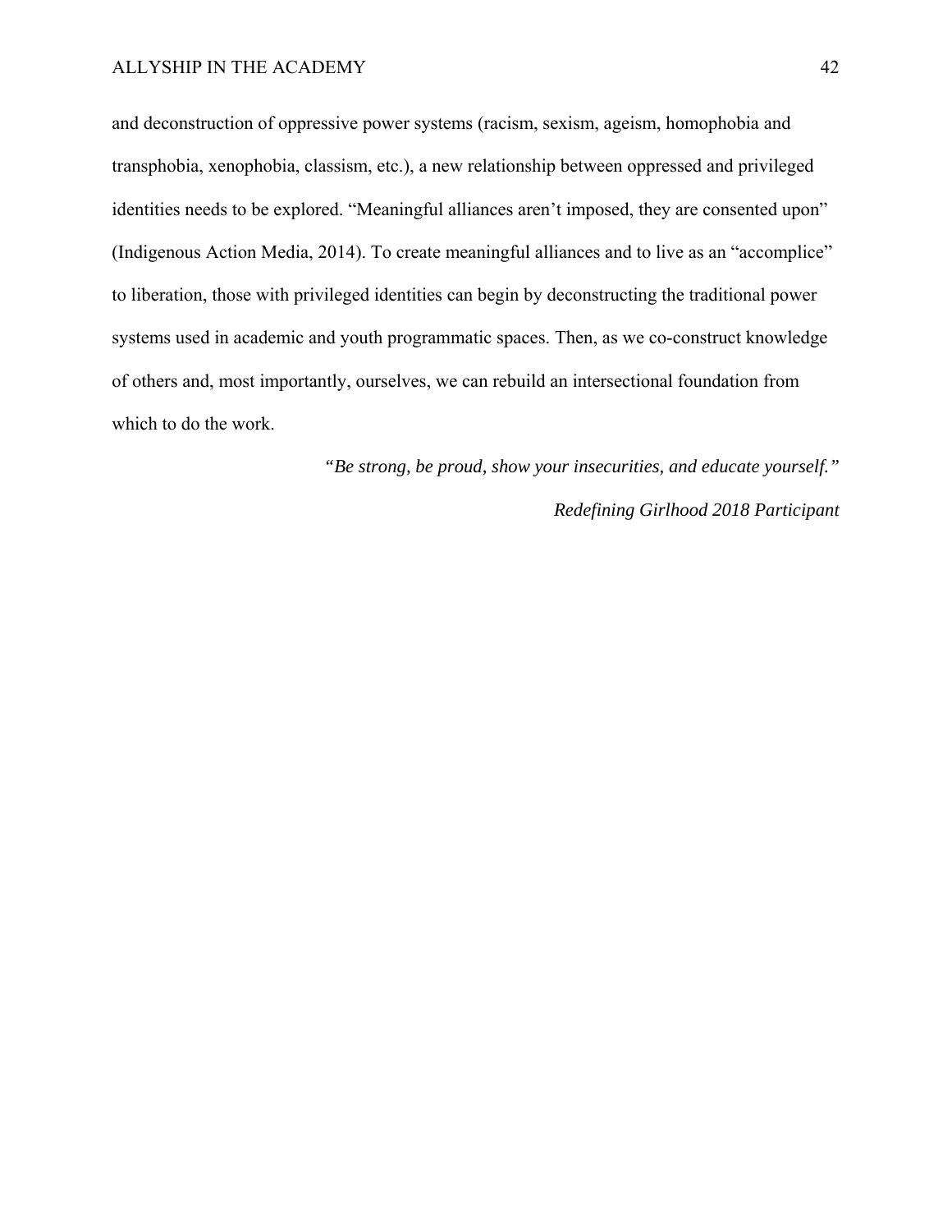and deconstruction of oppressive power systems (racism, sexism, ageism, homophobia and transphobia, xenophobia, classism, etc.), a new relationship between oppressed and privileged identities needs to be explored. “Meaningful alliances aren’t imposed, they are consented upon” (Indigenous Action Media, 2014). To create meaningful alliances and to live as an “accomplice” to liberation, those with privileged identities can begin by deconstructing the traditional power systems used in academic and youth programmatic spaces. Then, as we co-construct knowledge of others and, most importantly, ourselves, we can rebuild an intersectional foundation from which to do the work.

*“Be strong, be proud, show your insecurities, and educate yourself.”*

*Redefining Girlhood 2018 Participant*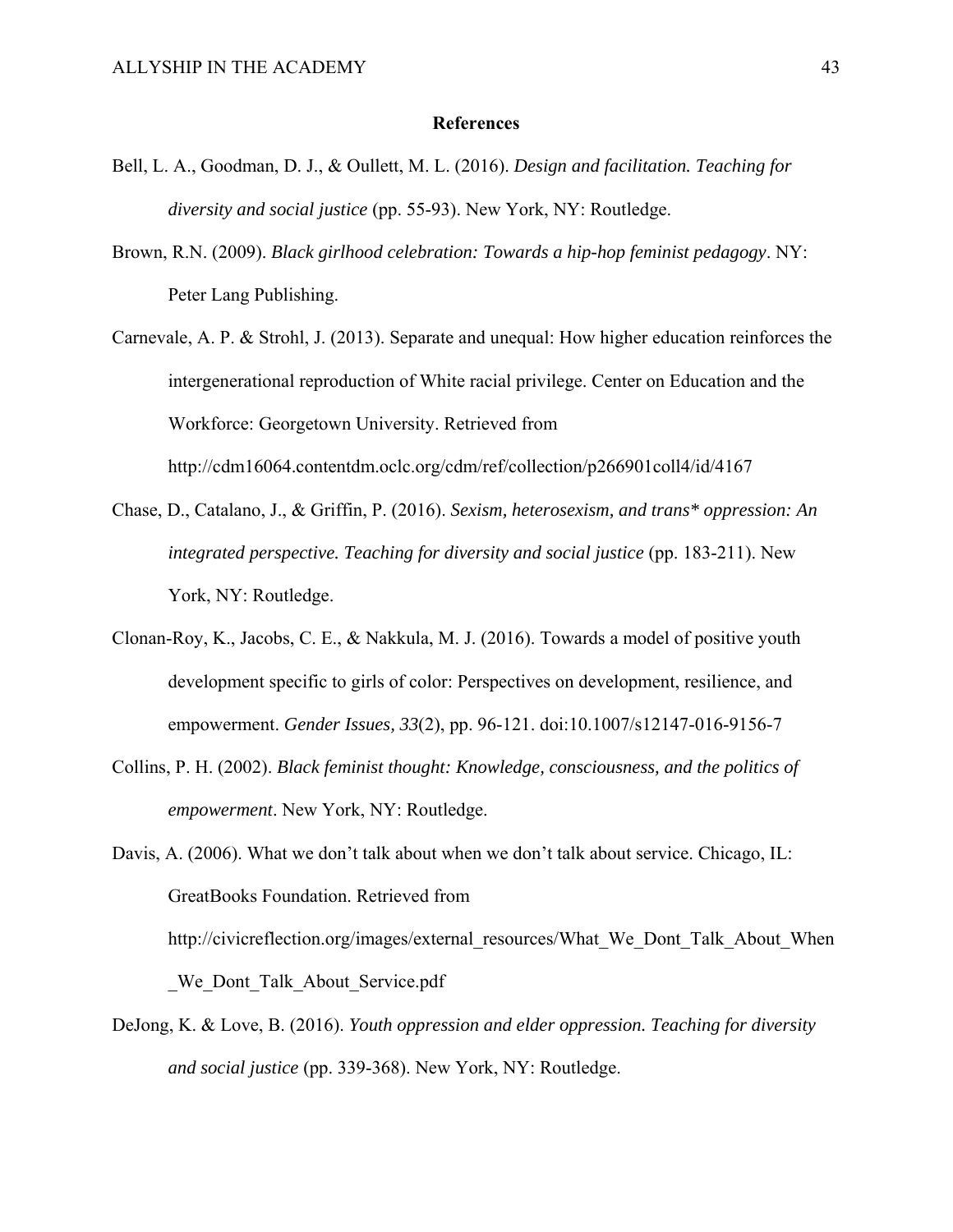**References**

Bell, L. A., Goodman, D. J., & Oullett, M. L. (2016). *Design and facilitation. Teaching for diversity and social justice* (pp. 55-93). New York, NY: Routledge.

Brown, R.N. (2009). *Black girlhood celebration: Towards a hip-hop feminist pedagogy*. NY: Peter Lang Publishing.

Carnevale, A. P. & Strohl, J. (2013). Separate and unequal: How higher education reinforces the intergenerational reproduction of White racial privilege. Center on Education and the Workforce: Georgetown University. Retrieved from http://cdm16064.contentdm.oclc.org/cdm/ref/collection/p266901coll4/id/4167

Chase, D., Catalano, J., & Griffin, P. (2016). *Sexism, heterosexism, and trans* oppression: An integrated perspective. Teaching for diversity and social justice* (pp. 183-211). New York, NY: Routledge.

Clonan-Roy, K., Jacobs, C. E., & Nakkula, M. J. (2016). Towards a model of positive youth development specific to girls of color: Perspectives on development, resilience, and empowerment. *Gender Issues, 33*(2), pp. 96-121. doi:10.1007/s12147-016-9156-7

Collins, P. H. (2002). *Black feminist thought: Knowledge, consciousness, and the politics of empowerment*. New York, NY: Routledge.

Davis, A. (2006). What we don't talk about when we don't talk about service. Chicago, IL: GreatBooks Foundation. Retrieved from http://civicreflection.org/images/external_resources/What_We_Dont_Talk_About_When_We_Dont_Talk_About_Service.pdf

DeJong, K. & Love, B. (2016). *Youth oppression and elder oppression. Teaching for diversity and social justice* (pp. 339-368). New York, NY: Routledge.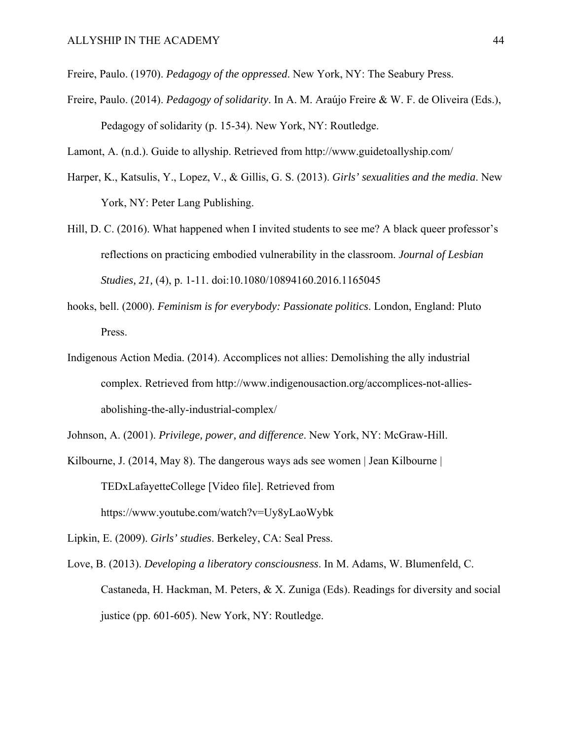Freire, Paulo. (1970). *Pedagogy of the oppressed*. New York, NY: The Seabury Press.

Freire, Paulo. (2014). *Pedagogy of solidarity*. In A. M. Araújo Freire & W. F. de Oliveira (Eds.), Pedagogy of solidarity (p. 15-34). New York, NY: Routledge.

Lamont, A. (n.d.). Guide to allyship. Retrieved from http://www.guidetoallyship.com/

Harper, K., Katsulis, Y., Lopez, V., & Gillis, G. S. (2013). *Girls' sexualities and the media*. New York, NY: Peter Lang Publishing.

Hill, D. C. (2016). What happened when I invited students to see me? A black queer professor's reflections on practicing embodied vulnerability in the classroom. *Journal of Lesbian Studies, 21,* (4), p. 1-11. doi:10.1080/10894160.2016.1165045

hooks, bell. (2000). *Feminism is for everybody: Passionate politics*. London, England: Pluto Press.

Indigenous Action Media. (2014). Accomplices not allies: Demolishing the ally industrial complex. Retrieved from http://www.indigenousaction.org/accomplices-not-allies-abolishing-the-ally-industrial-complex/

Johnson, A. (2001). *Privilege, power, and difference*. New York, NY: McGraw-Hill.

Kilbourne, J. (2014, May 8). The dangerous ways ads see women | Jean Kilbourne | TEDxLafayetteCollege [Video file]. Retrieved from https://www.youtube.com/watch?v=Uy8yLaoWybk

Lipkin, E. (2009). *Girls' studies*. Berkeley, CA: Seal Press.

Love, B. (2013). *Developing a liberatory consciousness*. In M. Adams, W. Blumenfeld, C. Castaneda, H. Hackman, M. Peters, & X. Zuniga (Eds). Readings for diversity and social justice (pp. 601-605). New York, NY: Routledge.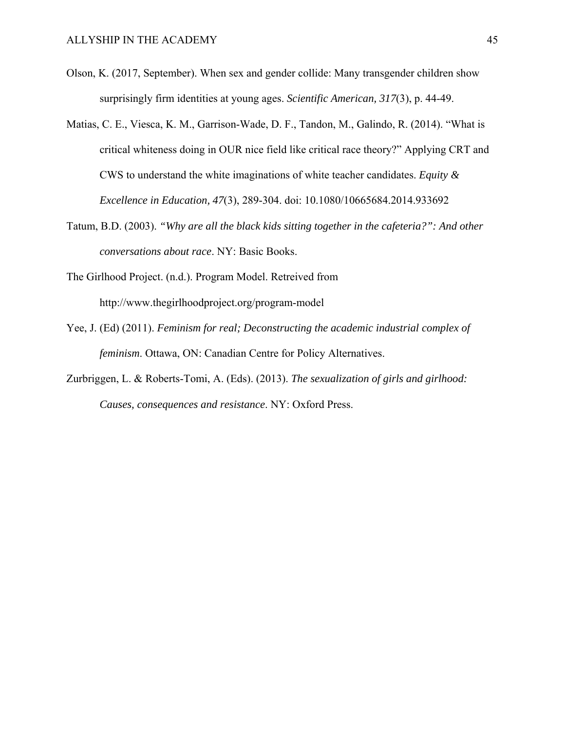Olson, K. (2017, September). When sex and gender collide: Many transgender children show surprisingly firm identities at young ages. *Scientific American, 317*(3), p. 44-49.

Matias, C. E., Viesca, K. M., Garrison-Wade, D. F., Tandon, M., Galindo, R. (2014). "What is critical whiteness doing in OUR nice field like critical race theory?" Applying CRT and CWS to understand the white imaginations of white teacher candidates. *Equity & Excellence in Education, 47*(3), 289-304. doi: 10.1080/10665684.2014.933692

Tatum, B.D. (2003). *"Why are all the black kids sitting together in the cafeteria?": And other conversations about race*. NY: Basic Books.

The Girlhood Project. (n.d.). Program Model. Retreived from http://www.thegirlhoodproject.org/program-model

Yee, J. (Ed) (2011). *Feminism for real; Deconstructing the academic industrial complex of feminism*. Ottawa, ON: Canadian Centre for Policy Alternatives.

Zurbriggen, L. & Roberts-Tomi, A. (Eds). (2013). *The sexualization of girls and girlhood: Causes, consequences and resistance*. NY: Oxford Press.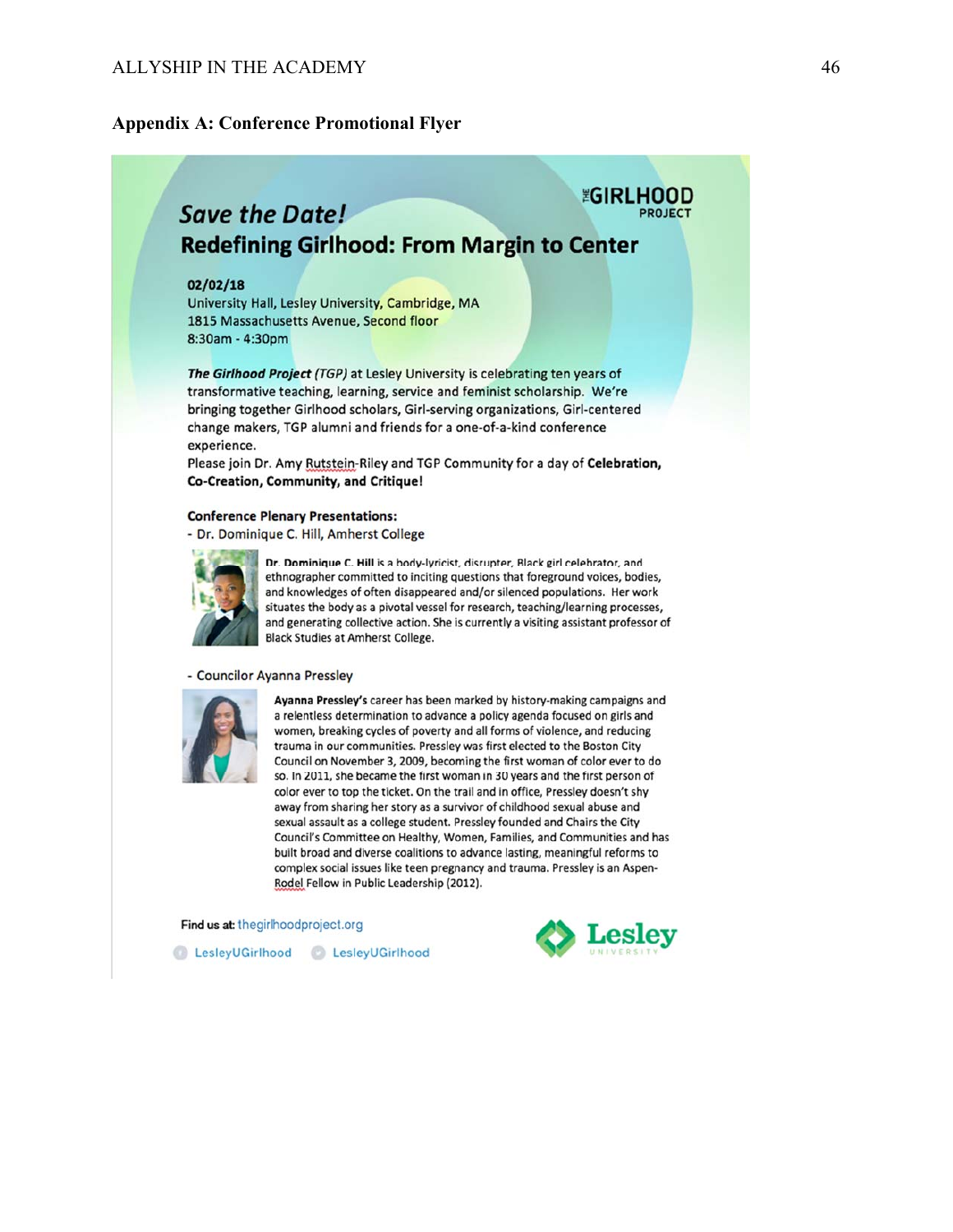## Appendix A: Conference Promotional Flyer

THE GIRLHOOD PROJECT

*Save the Date!*

**Redefining Girlhood: From Margin to Center**

**02/02/18**
University Hall, Lesley University, Cambridge, MA
1815 Massachusetts Avenue, Second floor
8:30am - 4:30pm

***The Girlhood Project*** *(TGP)* at Lesley University is celebrating ten years of transformative teaching, learning, service and feminist scholarship. We're bringing together Girlhood scholars, Girl-serving organizations, Girl-centered change makers, TGP alumni and friends for a one-of-a-kind conference experience.

Please join Dr. Amy Rutstein-Riley and TGP Community for a day of **Celebration, Co-Creation, Community, and Critique!**

**Conference Plenary Presentations:**

- Dr. Dominique C. Hill, Amherst College

**Dr. Dominique C. Hill** is a body-lyricist, disrupter, Black girl celebrator, and ethnographer committed to inciting questions that foreground voices, bodies, and knowledges of often disappeared and/or silenced populations. Her work situates the body as a pivotal vessel for research, teaching/learning processes, and generating collective action. She is currently a visiting assistant professor of Black Studies at Amherst College.

- Councilor Ayanna Pressley

**Ayanna Pressley's** career has been marked by history-making campaigns and a relentless determination to advance a policy agenda focused on girls and women, breaking cycles of poverty and all forms of violence, and reducing trauma in our communities. Pressley was first elected to the Boston City Council on November 3, 2009, becoming the first woman of color ever to do so. In 2011, she became the first woman in 30 years and the first person of color ever to top the ticket. On the trail and in office, Pressley doesn't shy away from sharing her story as a survivor of childhood sexual abuse and sexual assault as a college student. Pressley founded and Chairs the City Council's Committee on Healthy, Women, Families, and Communities and has built broad and diverse coalitions to advance lasting, meaningful reforms to complex social issues like teen pregnancy and trauma. Pressley is an Aspen-Rodel Fellow in Public Leadership (2012).

Find us at: thegirlhoodproject.org

LesleyUGirlhood LesleyUGirlhood

Lesley University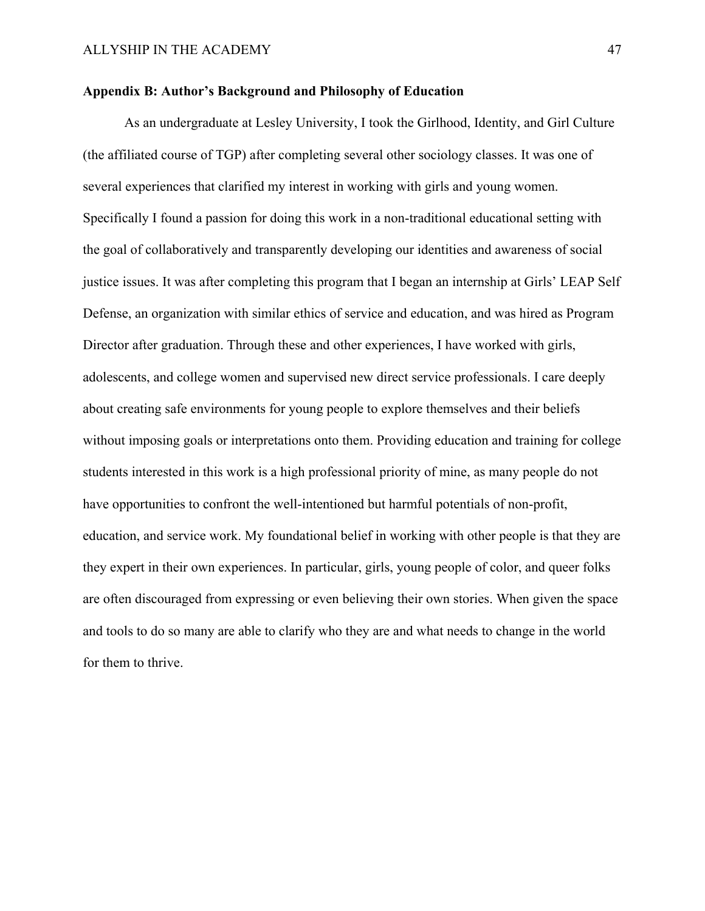## Appendix B: Author's Background and Philosophy of Education

As an undergraduate at Lesley University, I took the Girlhood, Identity, and Girl Culture (the affiliated course of TGP) after completing several other sociology classes. It was one of several experiences that clarified my interest in working with girls and young women. Specifically I found a passion for doing this work in a non-traditional educational setting with the goal of collaboratively and transparently developing our identities and awareness of social justice issues. It was after completing this program that I began an internship at Girls' LEAP Self Defense, an organization with similar ethics of service and education, and was hired as Program Director after graduation. Through these and other experiences, I have worked with girls, adolescents, and college women and supervised new direct service professionals. I care deeply about creating safe environments for young people to explore themselves and their beliefs without imposing goals or interpretations onto them. Providing education and training for college students interested in this work is a high professional priority of mine, as many people do not have opportunities to confront the well-intentioned but harmful potentials of non-profit, education, and service work. My foundational belief in working with other people is that they are they expert in their own experiences. In particular, girls, young people of color, and queer folks are often discouraged from expressing or even believing their own stories. When given the space and tools to do so many are able to clarify who they are and what needs to change in the world for them to thrive.